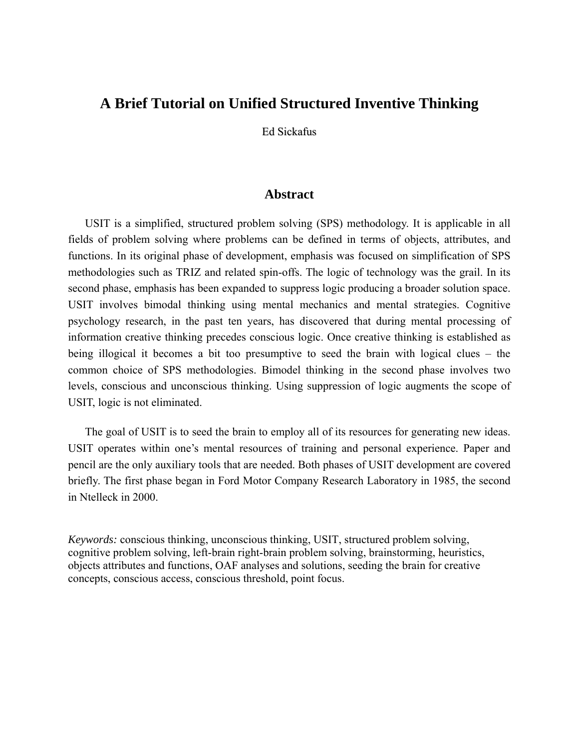# A Brief Tutorial on Unified Structured Inventive Thinking

Ed Sickafus

## Abstract

USIT is a simplified, structured problem solving (SPS) methodology. It is applicable in all fields of problem solving where problems can be defined in terms of objects, attributes, and functions. In its original phase of development, emphasis was focused on simplification of SPS methodologies such as TRIZ and related spin-offs. The logic of technology was the grail. In its second phase, emphasis has been expanded to suppress logic producing a broader solution space. USIT involves bimodal thinking using mental mechanics and mental strategies. Cognitive psychology research, in the past ten years, has discovered that during mental processing of information creative thinking precedes conscious logic. Once creative thinking is established as being illogical it becomes a bit too presumptive to seed the brain with logical clues – the common choice of SPS methodologies. Bimodel thinking in the second phase involves two levels, conscious and unconscious thinking. Using suppression of logic augments the scope of USIT, logic is not eliminated.

The goal of USIT is to seed the brain to employ all of its resources for generating new ideas. USIT operates within one's mental resources of training and personal experience. Paper and pencil are the only auxiliary tools that are needed. Both phases of USIT development are covered briefly. The first phase began in Ford Motor Company Research Laboratory in 1985, the second in Ntelleck in 2000.

*Keywords:* conscious thinking, unconscious thinking, USIT, structured problem solving, cognitive problem solving, left-brain right-brain problem solving, brainstorming, heuristics, objects attributes and functions, OAF analyses and solutions, seeding the brain for creative concepts, conscious access, conscious threshold, point focus.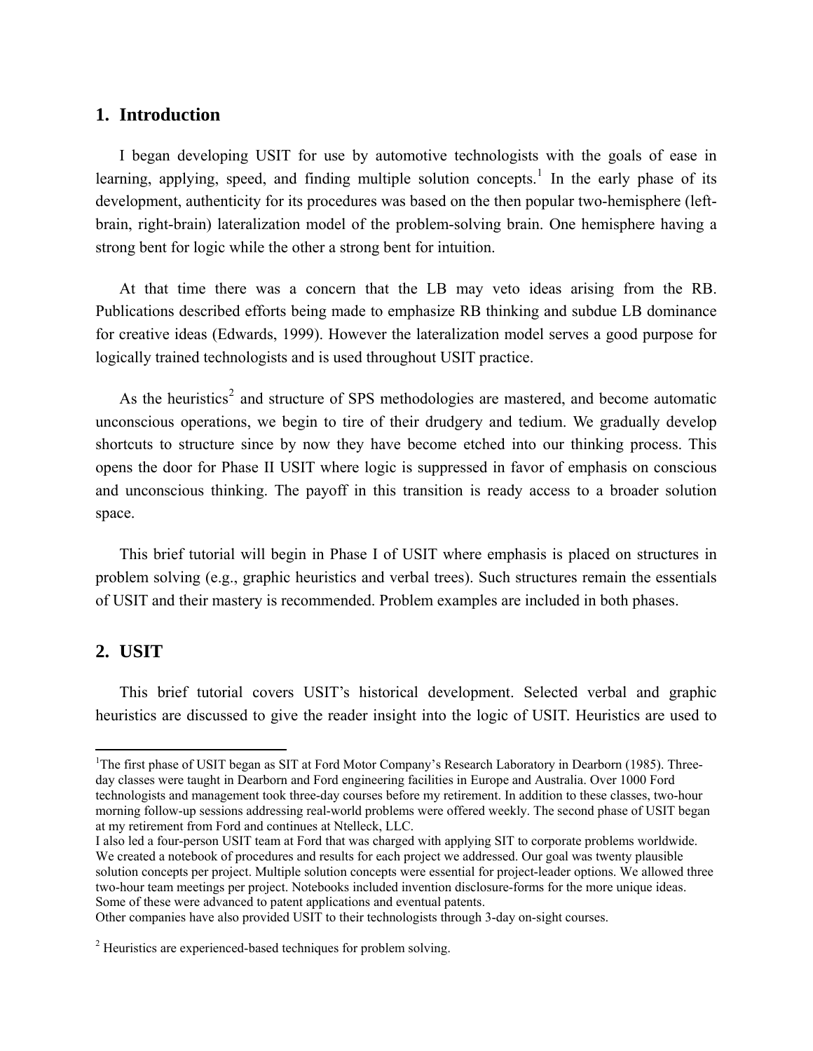## 1. Introduction

I began developing USIT for use by automotive technologists with the goals of ease in learning, applying, speed, and finding multiple solution concepts.[1] In the early phase of its development, authenticity for its procedures was based on the then popular two-hemisphere (left-brain, right-brain) lateralization model of the problem-solving brain. One hemisphere having a strong bent for logic while the other a strong bent for intuition.

At that time there was a concern that the LB may veto ideas arising from the RB. Publications described efforts being made to emphasize RB thinking and subdue LB dominance for creative ideas (Edwards, 1999). However the lateralization model serves a good purpose for logically trained technologists and is used throughout USIT practice.

As the heuristics[2] and structure of SPS methodologies are mastered, and become automatic unconscious operations, we begin to tire of their drudgery and tedium. We gradually develop shortcuts to structure since by now they have become etched into our thinking process. This opens the door for Phase II USIT where logic is suppressed in favor of emphasis on conscious and unconscious thinking. The payoff in this transition is ready access to a broader solution space.

This brief tutorial will begin in Phase I of USIT where emphasis is placed on structures in problem solving (e.g., graphic heuristics and verbal trees). Such structures remain the essentials of USIT and their mastery is recommended. Problem examples are included in both phases.

## 2. USIT

This brief tutorial covers USIT's historical development. Selected verbal and graphic heuristics are discussed to give the reader insight into the logic of USIT. Heuristics are used to

---

[1]The first phase of USIT began as SIT at Ford Motor Company's Research Laboratory in Dearborn (1985). Three-day classes were taught in Dearborn and Ford engineering facilities in Europe and Australia. Over 1000 Ford technologists and management took three-day courses before my retirement. In addition to these classes, two-hour morning follow-up sessions addressing real-world problems were offered weekly. The second phase of USIT began at my retirement from Ford and continues at Ntelleck, LLC.
I also led a four-person USIT team at Ford that was charged with applying SIT to corporate problems worldwide. We created a notebook of procedures and results for each project we addressed. Our goal was twenty plausible solution concepts per project. Multiple solution concepts were essential for project-leader options. We allowed three two-hour team meetings per project. Notebooks included invention disclosure-forms for the more unique ideas. Some of these were advanced to patent applications and eventual patents.
Other companies have also provided USIT to their technologists through 3-day on-sight courses.

[2] Heuristics are experienced-based techniques for problem solving.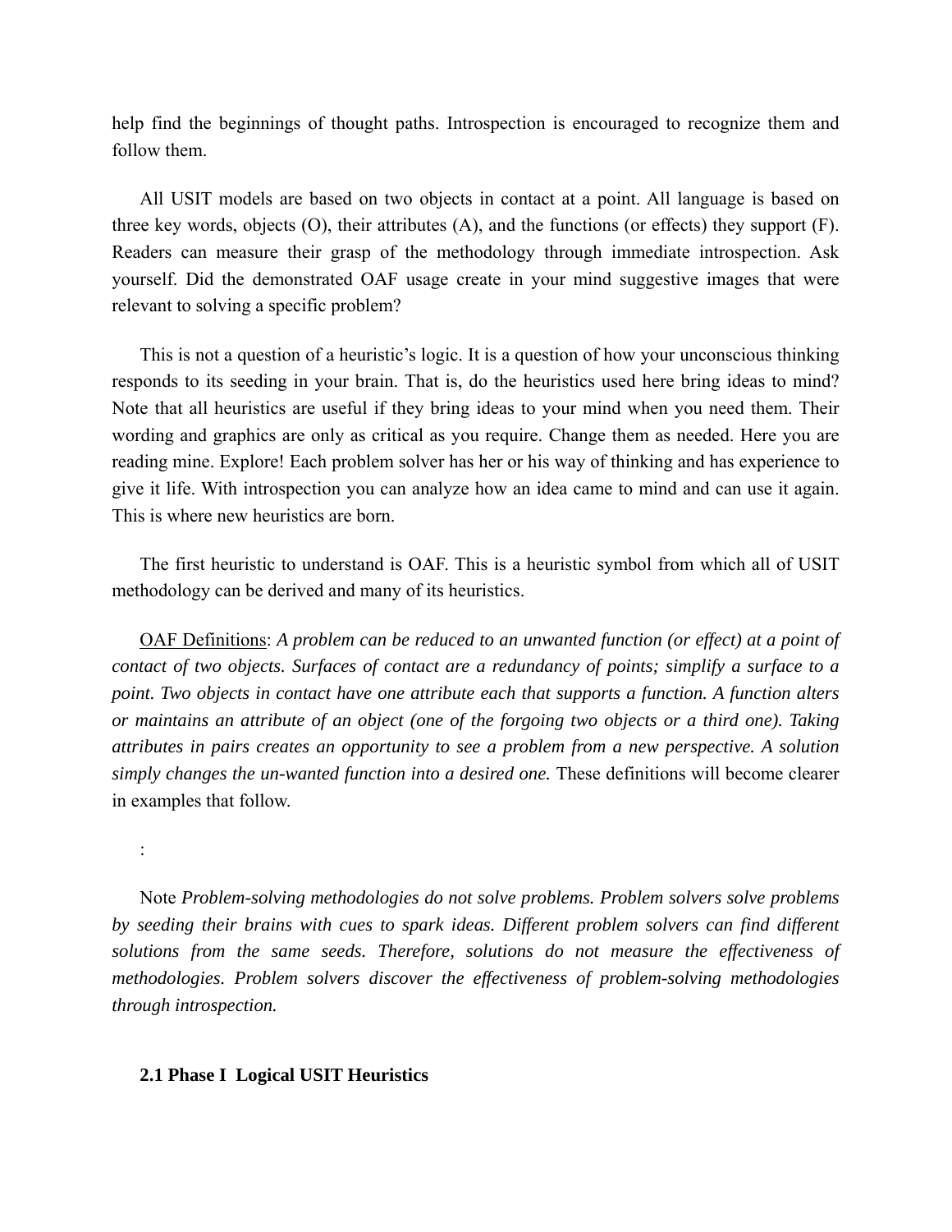help find the beginnings of thought paths. Introspection is encouraged to recognize them and follow them.

All USIT models are based on two objects in contact at a point. All language is based on three key words, objects (O), their attributes (A), and the functions (or effects) they support (F). Readers can measure their grasp of the methodology through immediate introspection. Ask yourself. Did the demonstrated OAF usage create in your mind suggestive images that were relevant to solving a specific problem?

This is not a question of a heuristic's logic. It is a question of how your unconscious thinking responds to its seeding in your brain. That is, do the heuristics used here bring ideas to mind? Note that all heuristics are useful if they bring ideas to your mind when you need them. Their wording and graphics are only as critical as you require. Change them as needed. Here you are reading mine. Explore! Each problem solver has her or his way of thinking and has experience to give it life. With introspection you can analyze how an idea came to mind and can use it again. This is where new heuristics are born.

The first heuristic to understand is OAF. This is a heuristic symbol from which all of USIT methodology can be derived and many of its heuristics.

<u>OAF Definitions</u>: *A problem can be reduced to an unwanted function (or effect) at a point of contact of two objects. Surfaces of contact are a redundancy of points; simplify a surface to a point. Two objects in contact have one attribute each that supports a function. A function alters or maintains an attribute of an object (one of the forgoing two objects or a third one). Taking attributes in pairs creates an opportunity to see a problem from a new perspective. A solution simply changes the un-wanted function into a desired one.* These definitions will become clearer in examples that follow.

:

Note *Problem-solving methodologies do not solve problems. Problem solvers solve problems by seeding their brains with cues to spark ideas. Different problem solvers can find different solutions from the same seeds. Therefore, solutions do not measure the effectiveness of methodologies. Problem solvers discover the effectiveness of problem-solving methodologies through introspection.*

### 2.1 Phase I Logical USIT Heuristics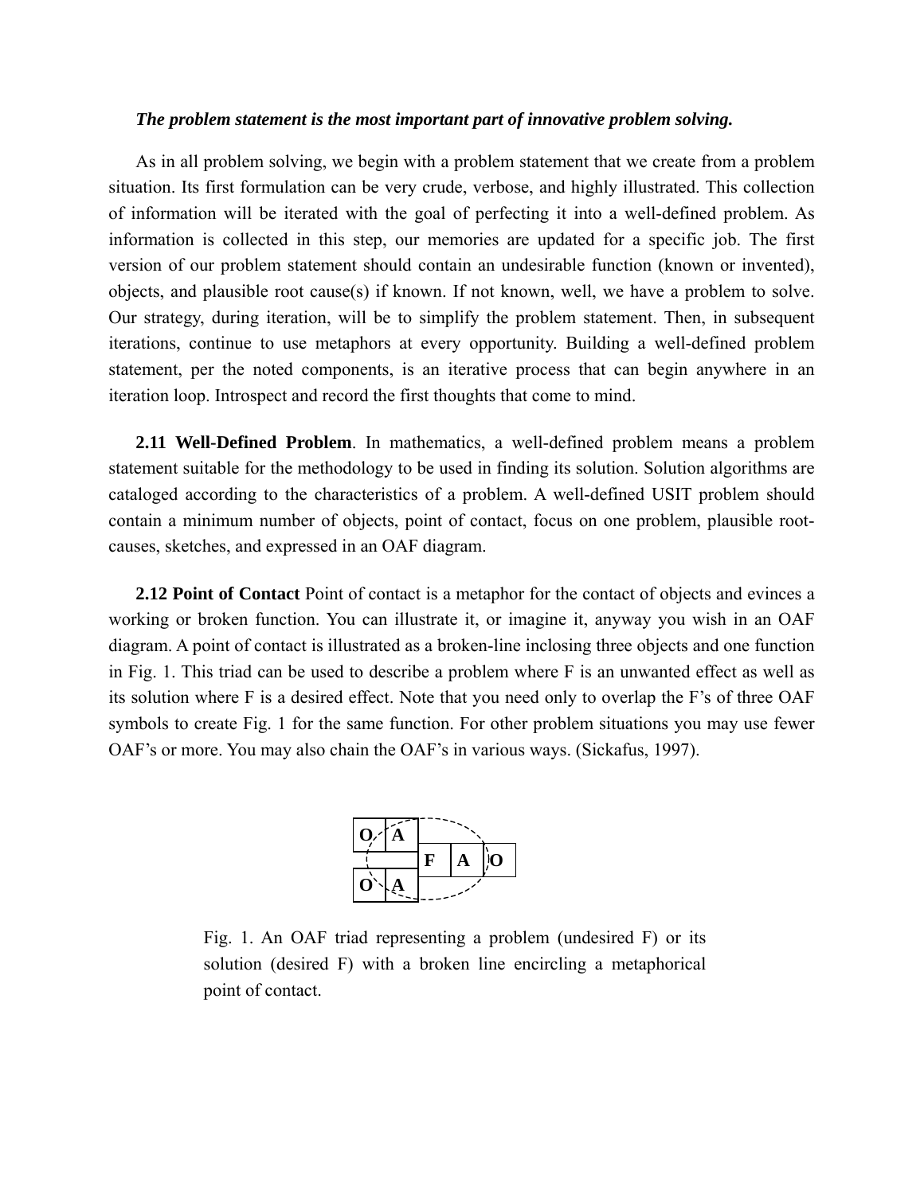***The problem statement is the most important part of innovative problem solving.***

As in all problem solving, we begin with a problem statement that we create from a problem situation. Its first formulation can be very crude, verbose, and highly illustrated. This collection of information will be iterated with the goal of perfecting it into a well-defined problem. As information is collected in this step, our memories are updated for a specific job. The first version of our problem statement should contain an undesirable function (known or invented), objects, and plausible root cause(s) if known. If not known, well, we have a problem to solve. Our strategy, during iteration, will be to simplify the problem statement. Then, in subsequent iterations, continue to use metaphors at every opportunity. Building a well-defined problem statement, per the noted components, is an iterative process that can begin anywhere in an iteration loop. Introspect and record the first thoughts that come to mind.

**2.11 Well-Defined Problem**. In mathematics, a well-defined problem means a problem statement suitable for the methodology to be used in finding its solution. Solution algorithms are cataloged according to the characteristics of a problem. A well-defined USIT problem should contain a minimum number of objects, point of contact, focus on one problem, plausible root-causes, sketches, and expressed in an OAF diagram.

**2.12 Point of Contact** Point of contact is a metaphor for the contact of objects and evinces a working or broken function. You can illustrate it, or imagine it, anyway you wish in an OAF diagram. A point of contact is illustrated as a broken-line inclosing three objects and one function in Fig. 1. This triad can be used to describe a problem where F is an unwanted effect as well as its solution where F is a desired effect. Note that you need only to overlap the F's of three OAF symbols to create Fig. 1 for the same function. For other problem situations you may use fewer OAF's or more. You may also chain the OAF's in various ways. (Sickafus, 1997).

| O | A | | | |
|---|---|---|---|---|
| | | F | A | O |
| O | A | | | |

Fig. 1. An OAF triad representing a problem (undesired F) or its solution (desired F) with a broken line encircling a metaphorical point of contact.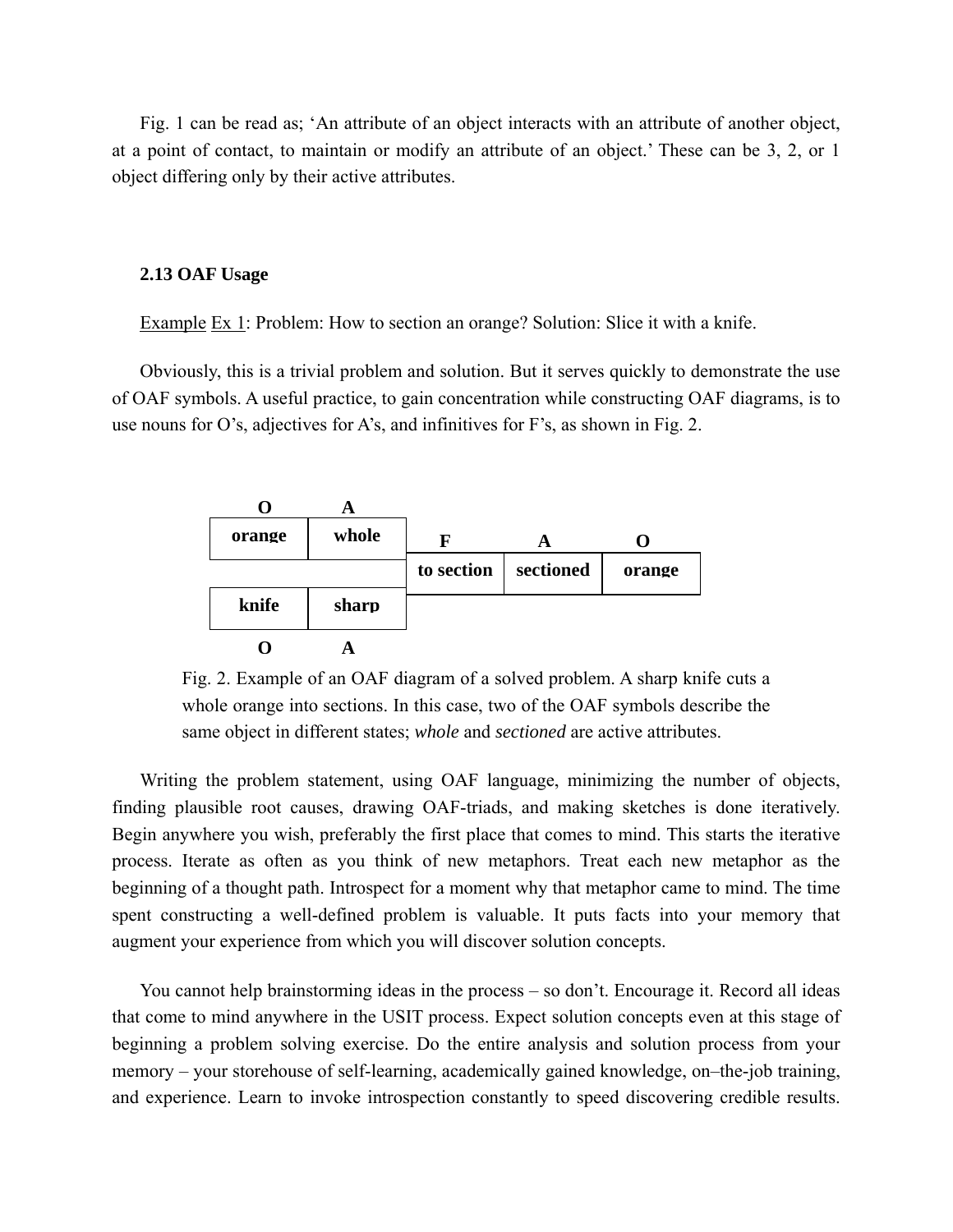Fig. 1 can be read as; ‘An attribute of an object interacts with an attribute of another object, at a point of contact, to maintain or modify an attribute of an object.’ These can be 3, 2, or 1 object differing only by their active attributes.

**2.13 OAF Usage**

Example Ex 1: Problem: How to section an orange? Solution: Slice it with a knife.

Obviously, this is a trivial problem and solution. But it serves quickly to demonstrate the use of OAF symbols. A useful practice, to gain concentration while constructing OAF diagrams, is to use nouns for O’s, adjectives for A’s, and infinitives for F’s, as shown in Fig. 2.

| O | A | F | A | O |
|---|---|---|---|---|
| **orange** | **whole** | | | |
| | | **to section** | **sectioned** | **orange** |
| **knife** | **sharp** | | | |
| O | A | | | |

Fig. 2. Example of an OAF diagram of a solved problem. A sharp knife cuts a whole orange into sections. In this case, two of the OAF symbols describe the same object in different states; *whole* and *sectioned* are active attributes.

Writing the problem statement, using OAF language, minimizing the number of objects, finding plausible root causes, drawing OAF-triads, and making sketches is done iteratively. Begin anywhere you wish, preferably the first place that comes to mind. This starts the iterative process. Iterate as often as you think of new metaphors. Treat each new metaphor as the beginning of a thought path. Introspect for a moment why that metaphor came to mind. The time spent constructing a well-defined problem is valuable. It puts facts into your memory that augment your experience from which you will discover solution concepts.

You cannot help brainstorming ideas in the process – so don’t. Encourage it. Record all ideas that come to mind anywhere in the USIT process. Expect solution concepts even at this stage of beginning a problem solving exercise. Do the entire analysis and solution process from your memory – your storehouse of self-learning, academically gained knowledge, on–the-job training, and experience. Learn to invoke introspection constantly to speed discovering credible results.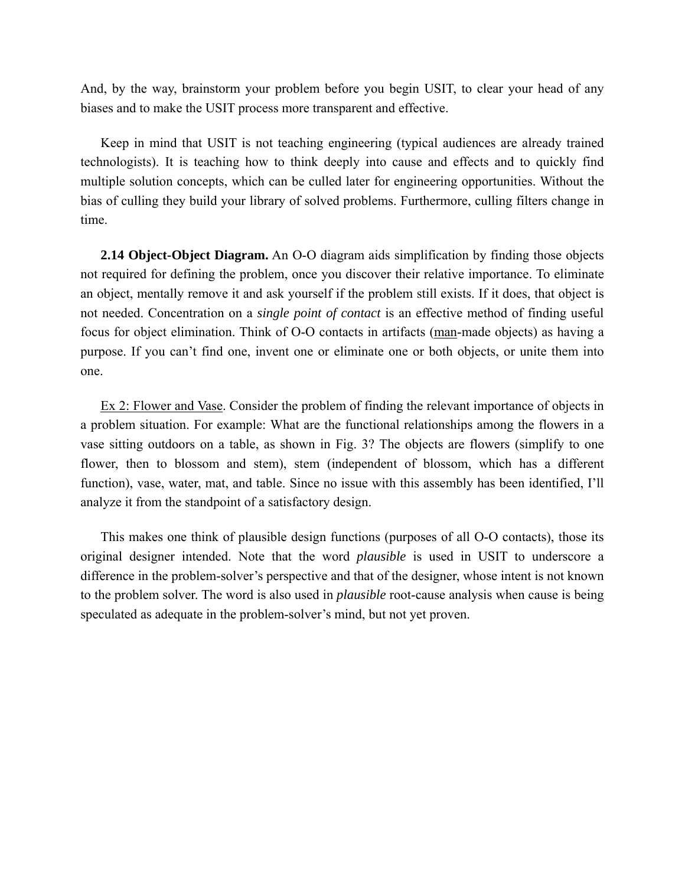And, by the way, brainstorm your problem before you begin USIT, to clear your head of any biases and to make the USIT process more transparent and effective.

Keep in mind that USIT is not teaching engineering (typical audiences are already trained technologists). It is teaching how to think deeply into cause and effects and to quickly find multiple solution concepts, which can be culled later for engineering opportunities. Without the bias of culling they build your library of solved problems. Furthermore, culling filters change in time.

**2.14 Object-Object Diagram.** An O-O diagram aids simplification by finding those objects not required for defining the problem, once you discover their relative importance. To eliminate an object, mentally remove it and ask yourself if the problem still exists. If it does, that object is not needed. Concentration on a *single point of contact* is an effective method of finding useful focus for object elimination. Think of O-O contacts in artifacts (<u>man</u>-made objects) as having a purpose. If you can't find one, invent one or eliminate one or both objects, or unite them into one.

<u>Ex 2: Flower and Vase</u>. Consider the problem of finding the relevant importance of objects in a problem situation. For example: What are the functional relationships among the flowers in a vase sitting outdoors on a table, as shown in Fig. 3? The objects are flowers (simplify to one flower, then to blossom and stem), stem (independent of blossom, which has a different function), vase, water, mat, and table. Since no issue with this assembly has been identified, I'll analyze it from the standpoint of a satisfactory design.

This makes one think of plausible design functions (purposes of all O-O contacts), those its original designer intended. Note that the word *plausible* is used in USIT to underscore a difference in the problem-solver's perspective and that of the designer, whose intent is not known to the problem solver. The word is also used in *plausible* root-cause analysis when cause is being speculated as adequate in the problem-solver's mind, but not yet proven.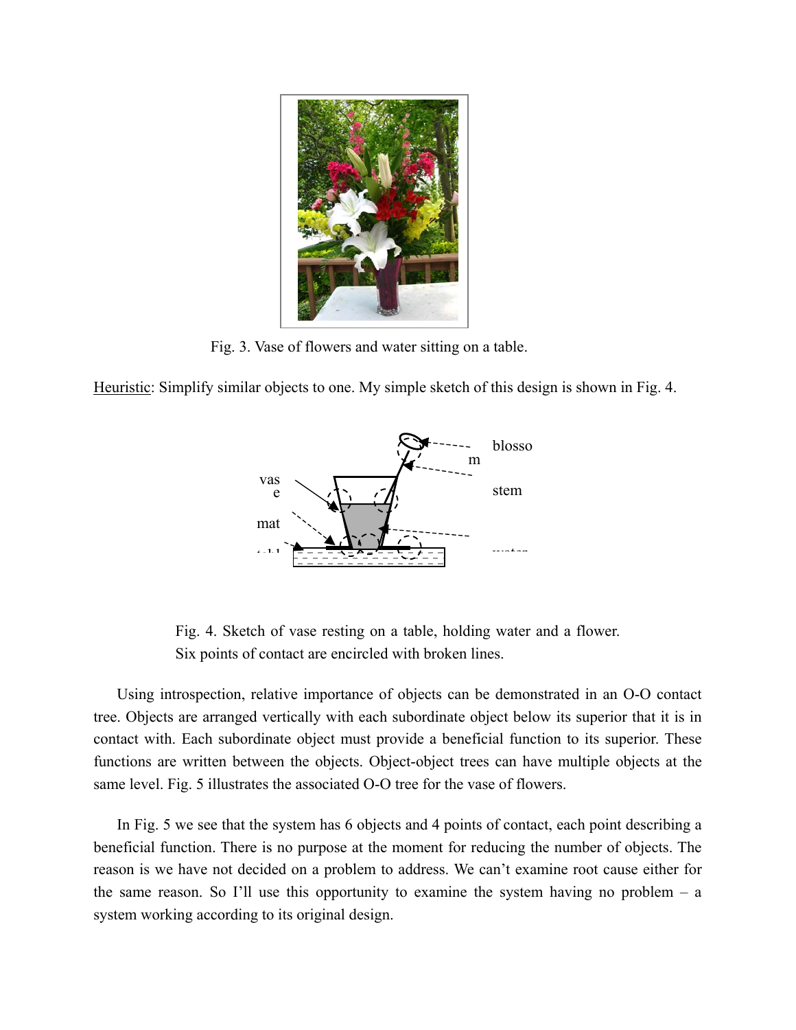Fig. 3. Vase of flowers and water sitting on a table.

Heuristic: Simplify similar objects to one. My simple sketch of this design is shown in Fig. 4.

Fig. 4. Sketch of vase resting on a table, holding water and a flower. Six points of contact are encircled with broken lines.

Using introspection, relative importance of objects can be demonstrated in an O-O contact tree. Objects are arranged vertically with each subordinate object below its superior that it is in contact with. Each subordinate object must provide a beneficial function to its superior. These functions are written between the objects. Object-object trees can have multiple objects at the same level. Fig. 5 illustrates the associated O-O tree for the vase of flowers.

In Fig. 5 we see that the system has 6 objects and 4 points of contact, each point describing a beneficial function. There is no purpose at the moment for reducing the number of objects. The reason is we have not decided on a problem to address. We can't examine root cause either for the same reason. So I'll use this opportunity to examine the system having no problem – a system working according to its original design.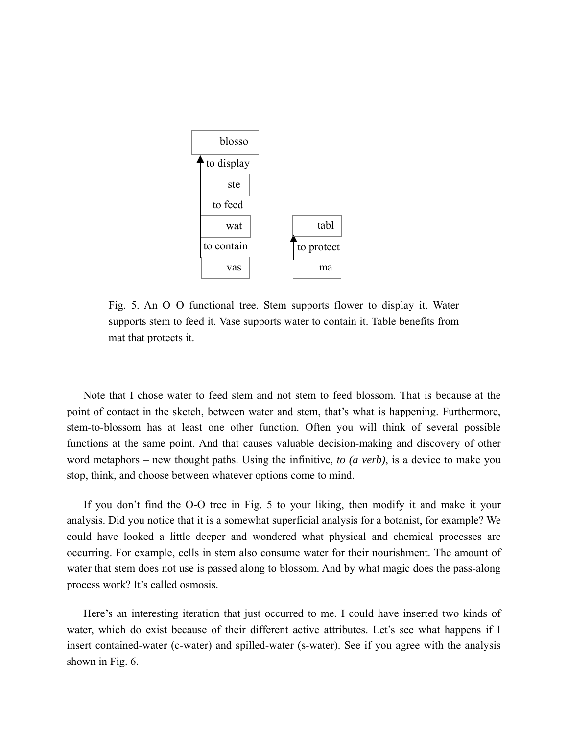Fig. 5. An O–O functional tree. Stem supports flower to display it. Water supports stem to feed it. Vase supports water to contain it. Table benefits from mat that protects it.

Note that I chose water to feed stem and not stem to feed blossom. That is because at the point of contact in the sketch, between water and stem, that's what is happening. Furthermore, stem-to-blossom has at least one other function. Often you will think of several possible functions at the same point. And that causes valuable decision-making and discovery of other word metaphors – new thought paths. Using the infinitive, *to (a verb)*, is a device to make you stop, think, and choose between whatever options come to mind.

If you don't find the O-O tree in Fig. 5 to your liking, then modify it and make it your analysis. Did you notice that it is a somewhat superficial analysis for a botanist, for example? We could have looked a little deeper and wondered what physical and chemical processes are occurring. For example, cells in stem also consume water for their nourishment. The amount of water that stem does not use is passed along to blossom. And by what magic does the pass-along process work? It's called osmosis.

Here's an interesting iteration that just occurred to me. I could have inserted two kinds of water, which do exist because of their different active attributes. Let's see what happens if I insert contained-water (c-water) and spilled-water (s-water). See if you agree with the analysis shown in Fig. 6.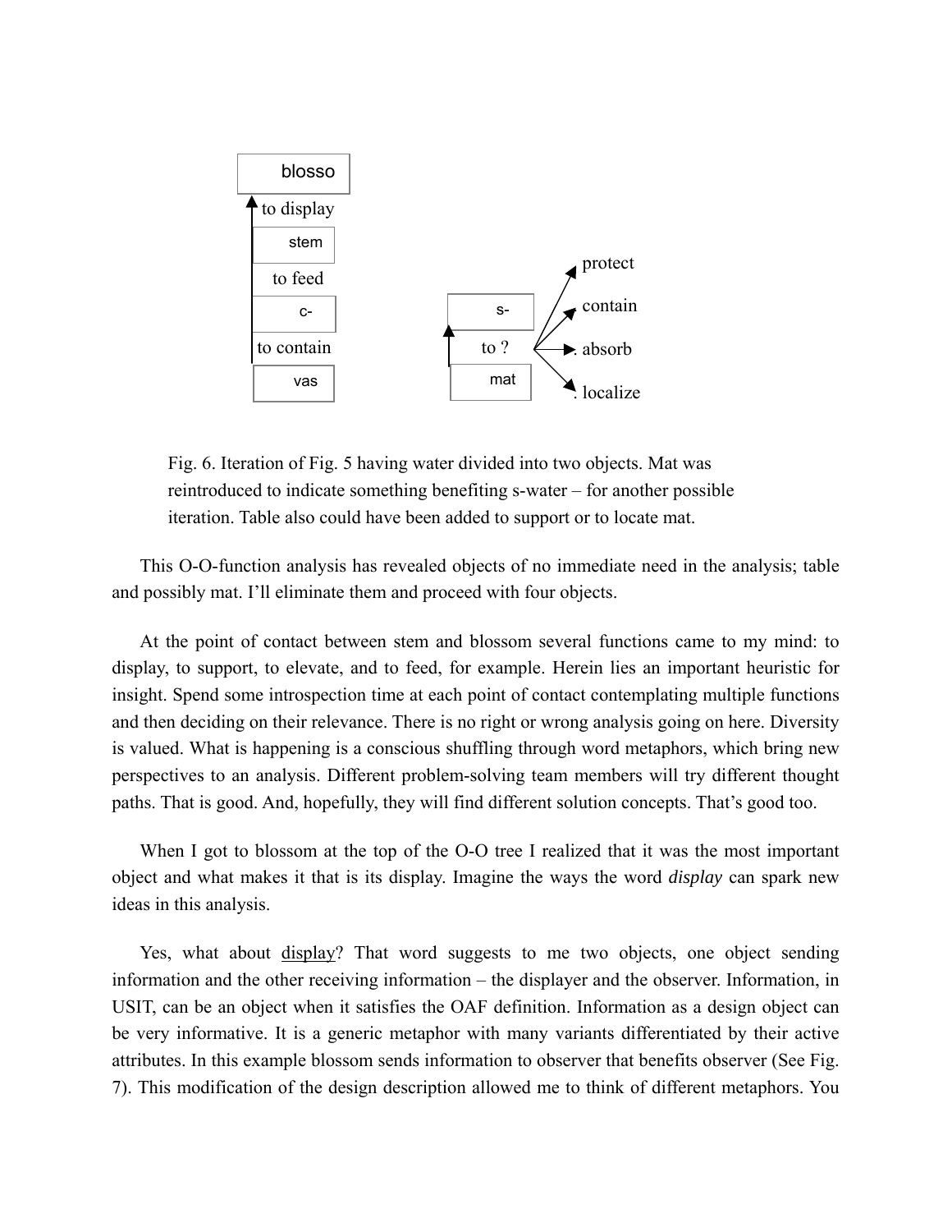blosso

to display

stem

to feed

c-

to contain

vas

s-

to ?

mat

protect

contain

absorb

localize

Fig. 6. Iteration of Fig. 5 having water divided into two objects. Mat was reintroduced to indicate something benefiting s-water – for another possible iteration. Table also could have been added to support or to locate mat.

This O-O-function analysis has revealed objects of no immediate need in the analysis; table and possibly mat. I'll eliminate them and proceed with four objects.

At the point of contact between stem and blossom several functions came to my mind: to display, to support, to elevate, and to feed, for example. Herein lies an important heuristic for insight. Spend some introspection time at each point of contact contemplating multiple functions and then deciding on their relevance. There is no right or wrong analysis going on here. Diversity is valued. What is happening is a conscious shuffling through word metaphors, which bring new perspectives to an analysis. Different problem-solving team members will try different thought paths. That is good. And, hopefully, they will find different solution concepts. That's good too.

When I got to blossom at the top of the O-O tree I realized that it was the most important object and what makes it that is its display. Imagine the ways the word *display* can spark new ideas in this analysis.

Yes, what about display? That word suggests to me two objects, one object sending information and the other receiving information – the displayer and the observer. Information, in USIT, can be an object when it satisfies the OAF definition. Information as a design object can be very informative. It is a generic metaphor with many variants differentiated by their active attributes. In this example blossom sends information to observer that benefits observer (See Fig. 7). This modification of the design description allowed me to think of different metaphors. You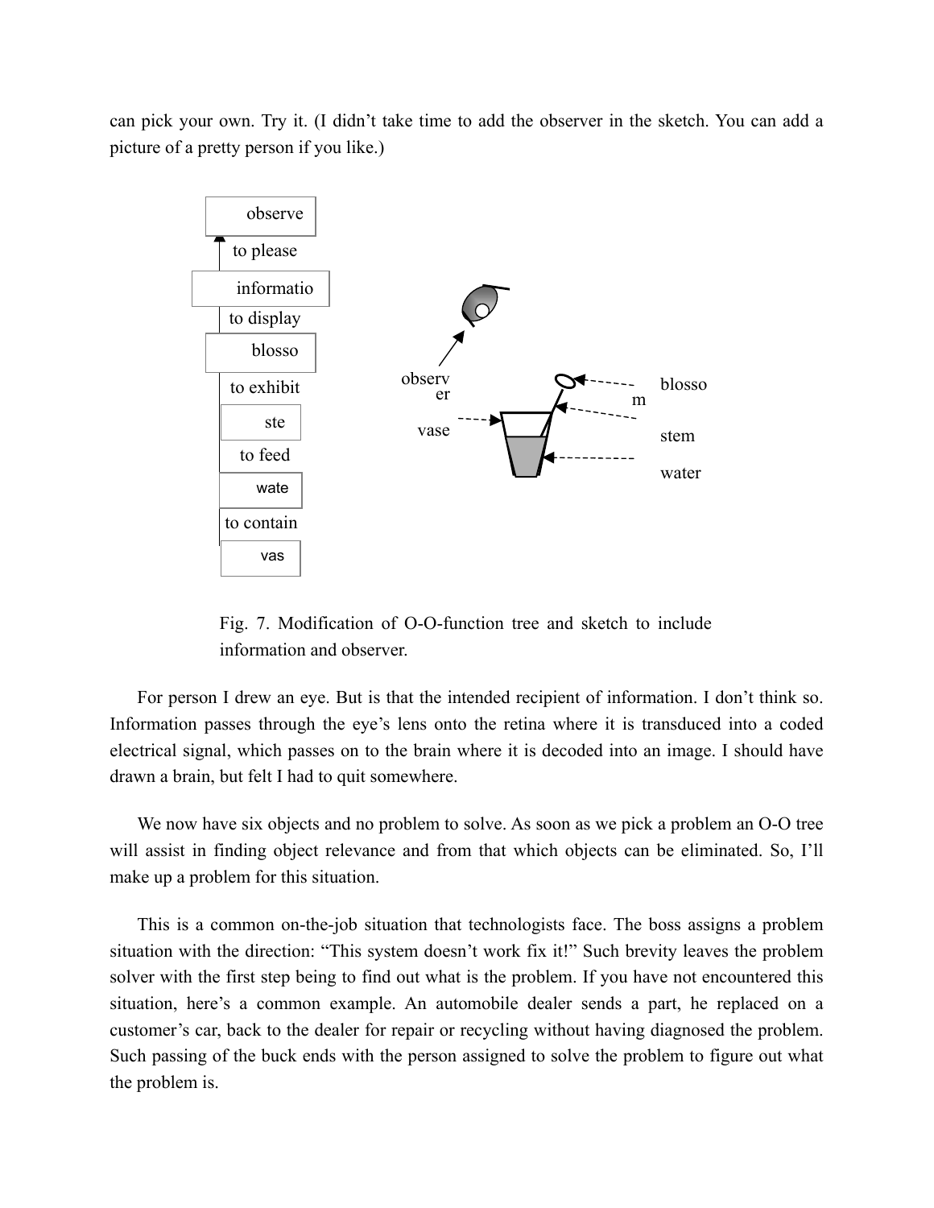can pick your own. Try it. (I didn't take time to add the observer in the sketch. You can add a picture of a pretty person if you like.)

Fig. 7. Modification of O-O-function tree and sketch to include information and observer.

For person I drew an eye. But is that the intended recipient of information. I don't think so. Information passes through the eye's lens onto the retina where it is transduced into a coded electrical signal, which passes on to the brain where it is decoded into an image. I should have drawn a brain, but felt I had to quit somewhere.

We now have six objects and no problem to solve. As soon as we pick a problem an O-O tree will assist in finding object relevance and from that which objects can be eliminated. So, I'll make up a problem for this situation.

This is a common on-the-job situation that technologists face. The boss assigns a problem situation with the direction: "This system doesn't work fix it!" Such brevity leaves the problem solver with the first step being to find out what is the problem. If you have not encountered this situation, here's a common example. An automobile dealer sends a part, he replaced on a customer's car, back to the dealer for repair or recycling without having diagnosed the problem. Such passing of the buck ends with the person assigned to solve the problem to figure out what the problem is.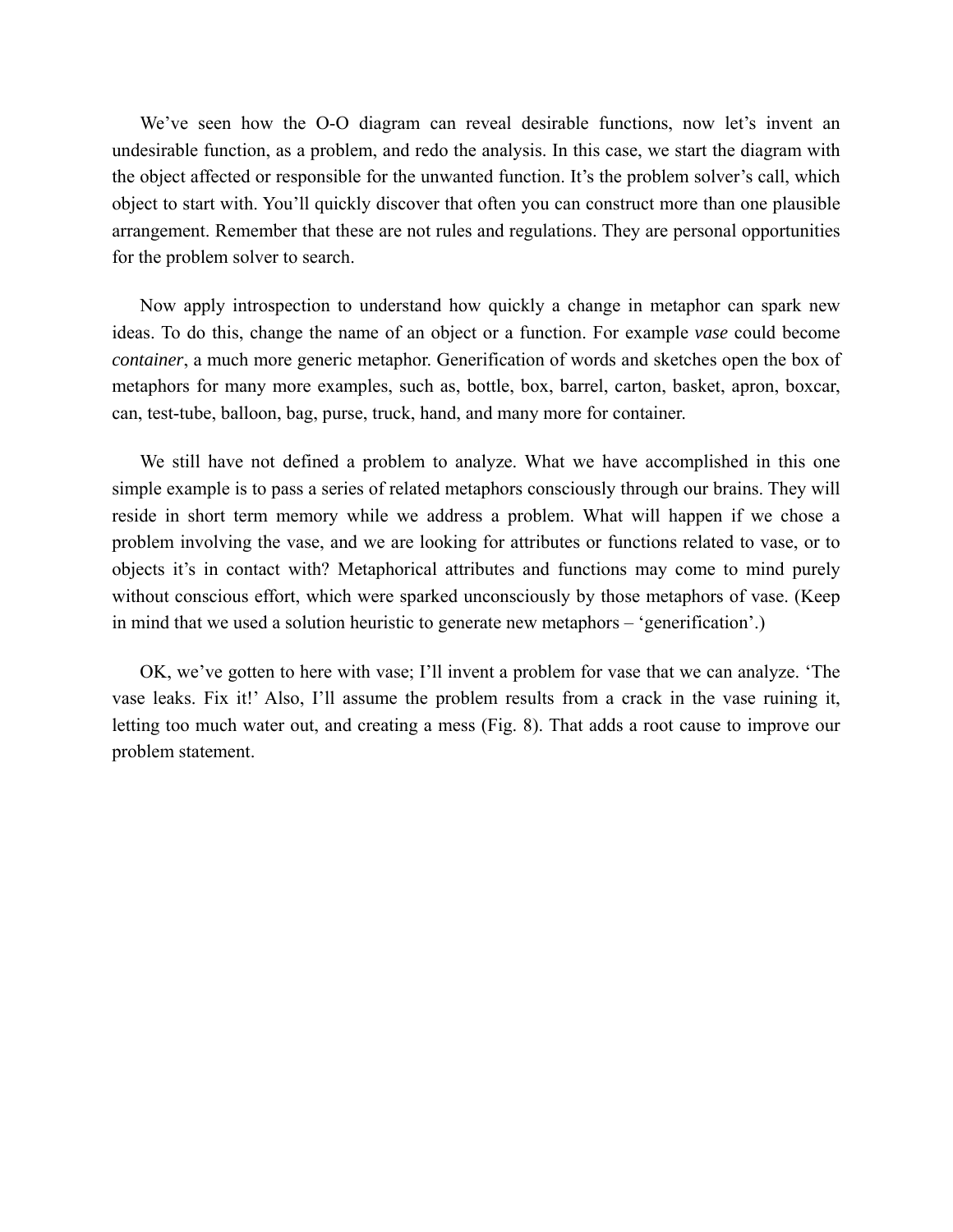We've seen how the O-O diagram can reveal desirable functions, now let's invent an undesirable function, as a problem, and redo the analysis. In this case, we start the diagram with the object affected or responsible for the unwanted function. It's the problem solver's call, which object to start with. You'll quickly discover that often you can construct more than one plausible arrangement. Remember that these are not rules and regulations. They are personal opportunities for the problem solver to search.

Now apply introspection to understand how quickly a change in metaphor can spark new ideas. To do this, change the name of an object or a function. For example *vase* could become *container*, a much more generic metaphor. Generification of words and sketches open the box of metaphors for many more examples, such as, bottle, box, barrel, carton, basket, apron, boxcar, can, test-tube, balloon, bag, purse, truck, hand, and many more for container.

We still have not defined a problem to analyze. What we have accomplished in this one simple example is to pass a series of related metaphors consciously through our brains. They will reside in short term memory while we address a problem. What will happen if we chose a problem involving the vase, and we are looking for attributes or functions related to vase, or to objects it's in contact with? Metaphorical attributes and functions may come to mind purely without conscious effort, which were sparked unconsciously by those metaphors of vase. (Keep in mind that we used a solution heuristic to generate new metaphors – 'generification'.)

OK, we've gotten to here with vase; I'll invent a problem for vase that we can analyze. 'The vase leaks. Fix it!' Also, I'll assume the problem results from a crack in the vase ruining it, letting too much water out, and creating a mess (Fig. 8). That adds a root cause to improve our problem statement.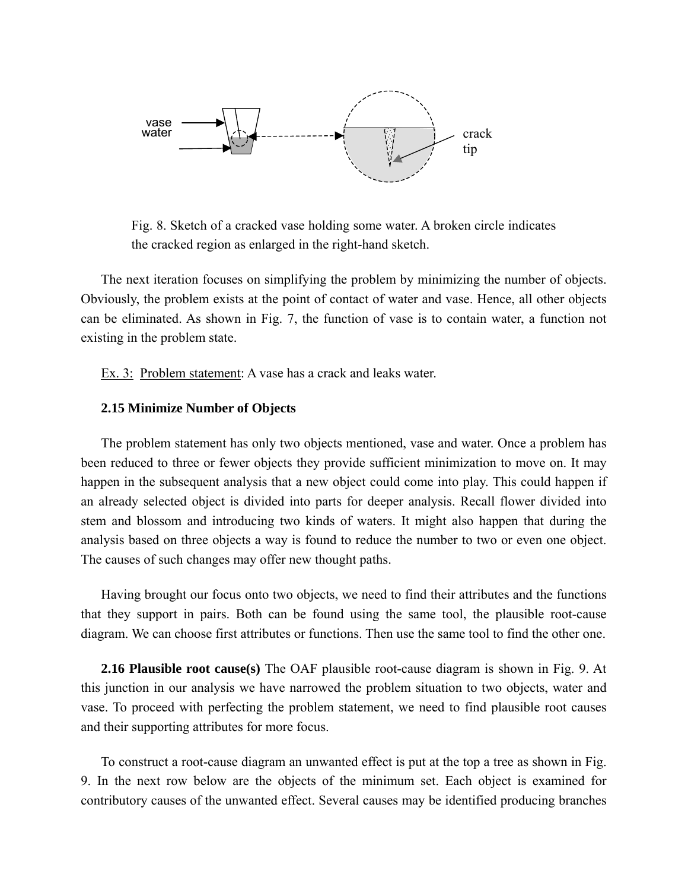Fig. 8. Sketch of a cracked vase holding some water. A broken circle indicates the cracked region as enlarged in the right-hand sketch.

The next iteration focuses on simplifying the problem by minimizing the number of objects. Obviously, the problem exists at the point of contact of water and vase. Hence, all other objects can be eliminated. As shown in Fig. 7, the function of vase is to contain water, a function not existing in the problem state.

Ex. 3: Problem statement: A vase has a crack and leaks water.

**2.15 Minimize Number of Objects**

The problem statement has only two objects mentioned, vase and water. Once a problem has been reduced to three or fewer objects they provide sufficient minimization to move on. It may happen in the subsequent analysis that a new object could come into play. This could happen if an already selected object is divided into parts for deeper analysis. Recall flower divided into stem and blossom and introducing two kinds of waters. It might also happen that during the analysis based on three objects a way is found to reduce the number to two or even one object. The causes of such changes may offer new thought paths.

Having brought our focus onto two objects, we need to find their attributes and the functions that they support in pairs. Both can be found using the same tool, the plausible root-cause diagram. We can choose first attributes or functions. Then use the same tool to find the other one.

**2.16 Plausible root cause(s)** The OAF plausible root-cause diagram is shown in Fig. 9. At this junction in our analysis we have narrowed the problem situation to two objects, water and vase. To proceed with perfecting the problem statement, we need to find plausible root causes and their supporting attributes for more focus.

To construct a root-cause diagram an unwanted effect is put at the top a tree as shown in Fig. 9. In the next row below are the objects of the minimum set. Each object is examined for contributory causes of the unwanted effect. Several causes may be identified producing branches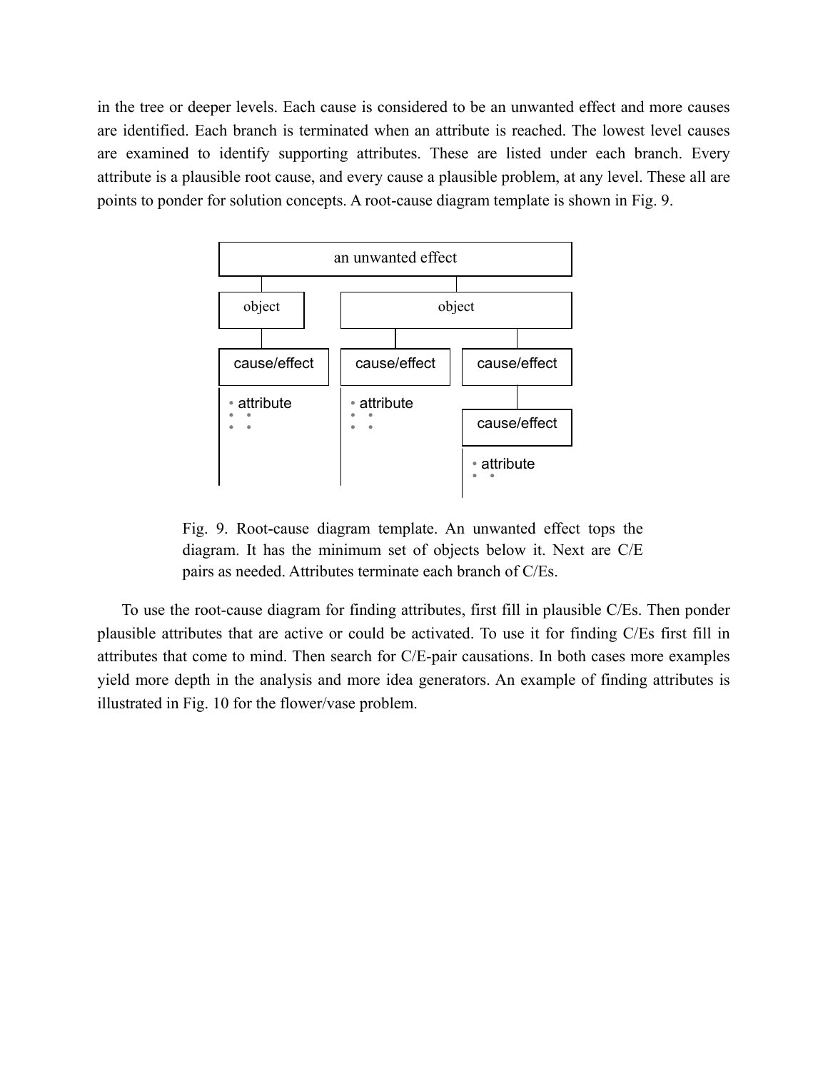in the tree or deeper levels. Each cause is considered to be an unwanted effect and more causes are identified. Each branch is terminated when an attribute is reached. The lowest level causes are examined to identify supporting attributes. These are listed under each branch. Every attribute is a plausible root cause, and every cause a plausible problem, at any level. These all are points to ponder for solution concepts. A root-cause diagram template is shown in Fig. 9.

Fig. 9. Root-cause diagram template. An unwanted effect tops the diagram. It has the minimum set of objects below it. Next are C/E pairs as needed. Attributes terminate each branch of C/Es.

To use the root-cause diagram for finding attributes, first fill in plausible C/Es. Then ponder plausible attributes that are active or could be activated. To use it for finding C/Es first fill in attributes that come to mind. Then search for C/E-pair causations. In both cases more examples yield more depth in the analysis and more idea generators. An example of finding attributes is illustrated in Fig. 10 for the flower/vase problem.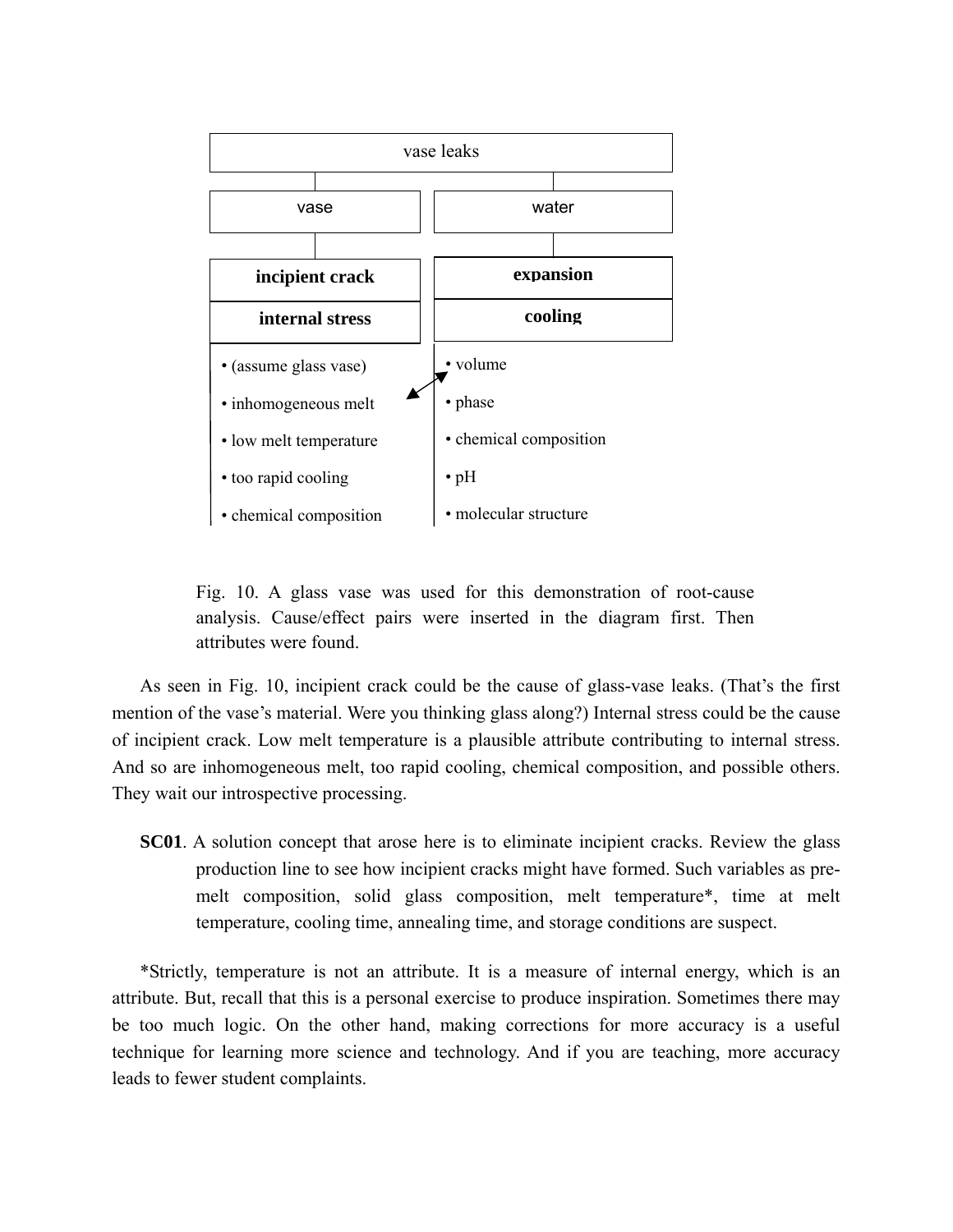**vase leaks**

| vase | water |
|---|---|
| **incipient crack** | **expansion** |
| **internal stress** | **cooling** |
| • (assume glass vase) | • volume |
| • inhomogeneous melt | • phase |
| • low melt temperature | • chemical composition |
| • too rapid cooling | • pH |
| • chemical composition | • molecular structure |

Fig. 10. A glass vase was used for this demonstration of root-cause analysis. Cause/effect pairs were inserted in the diagram first. Then attributes were found.

As seen in Fig. 10, incipient crack could be the cause of glass-vase leaks. (That's the first mention of the vase's material. Were you thinking glass along?) Internal stress could be the cause of incipient crack. Low melt temperature is a plausible attribute contributing to internal stress. And so are inhomogeneous melt, too rapid cooling, chemical composition, and possible others. They wait our introspective processing.

**SC01**. A solution concept that arose here is to eliminate incipient cracks. Review the glass production line to see how incipient cracks might have formed. Such variables as pre-melt composition, solid glass composition, melt temperature*, time at melt temperature, cooling time, annealing time, and storage conditions are suspect.

*Strictly, temperature is not an attribute. It is a measure of internal energy, which is an attribute. But, recall that this is a personal exercise to produce inspiration. Sometimes there may be too much logic. On the other hand, making corrections for more accuracy is a useful technique for learning more science and technology. And if you are teaching, more accuracy leads to fewer student complaints.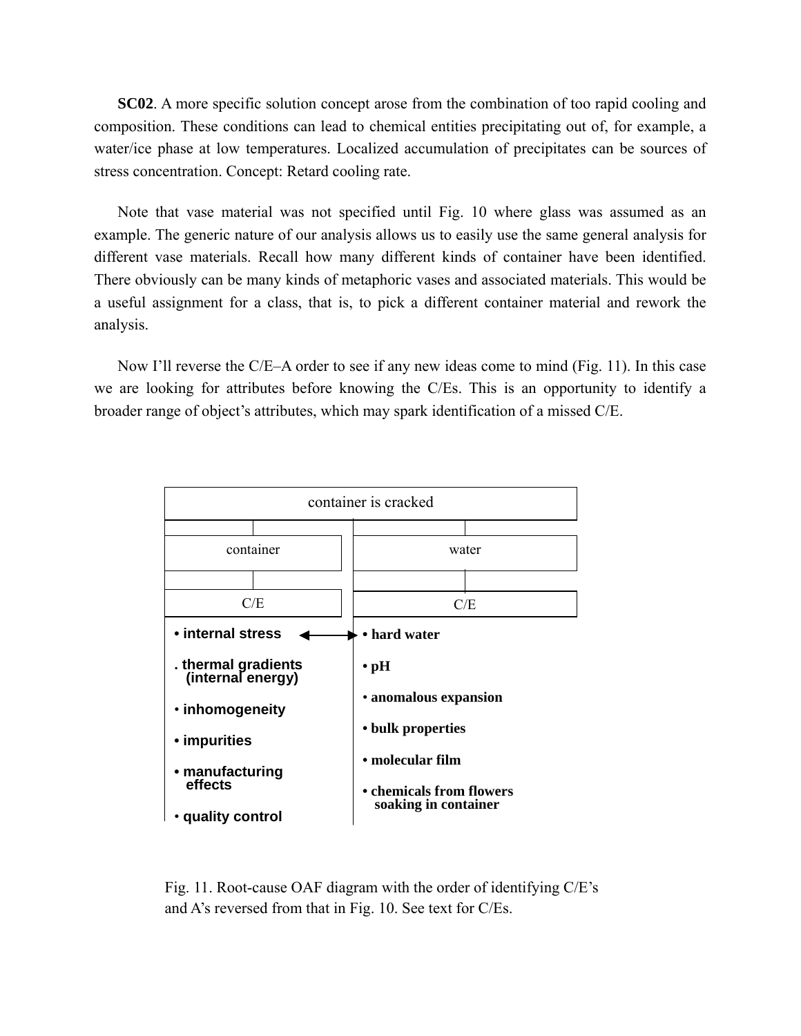**SC02**. A more specific solution concept arose from the combination of too rapid cooling and composition. These conditions can lead to chemical entities precipitating out of, for example, a water/ice phase at low temperatures. Localized accumulation of precipitates can be sources of stress concentration. Concept: Retard cooling rate.

Note that vase material was not specified until Fig. 10 where glass was assumed as an example. The generic nature of our analysis allows us to easily use the same general analysis for different vase materials. Recall how many different kinds of container have been identified. There obviously can be many kinds of metaphoric vases and associated materials. This would be a useful assignment for a class, that is, to pick a different container material and rework the analysis.

Now I'll reverse the C/E–A order to see if any new ideas come to mind (Fig. 11). In this case we are looking for attributes before knowing the C/Es. This is an opportunity to identify a broader range of object's attributes, which may spark identification of a missed C/E.

| container is cracked | |
|---|---|
| container | water |
| C/E | C/E |
| • internal stress ⟷ | • hard water |
| . thermal gradients (internal energy) | • pH |
| • inhomogeneity | • anomalous expansion |
| • impurities | • bulk properties |
| • manufacturing effects | • molecular film |
| • quality control | • chemicals from flowers soaking in container |

Fig. 11. Root-cause OAF diagram with the order of identifying C/E's and A's reversed from that in Fig. 10. See text for C/Es.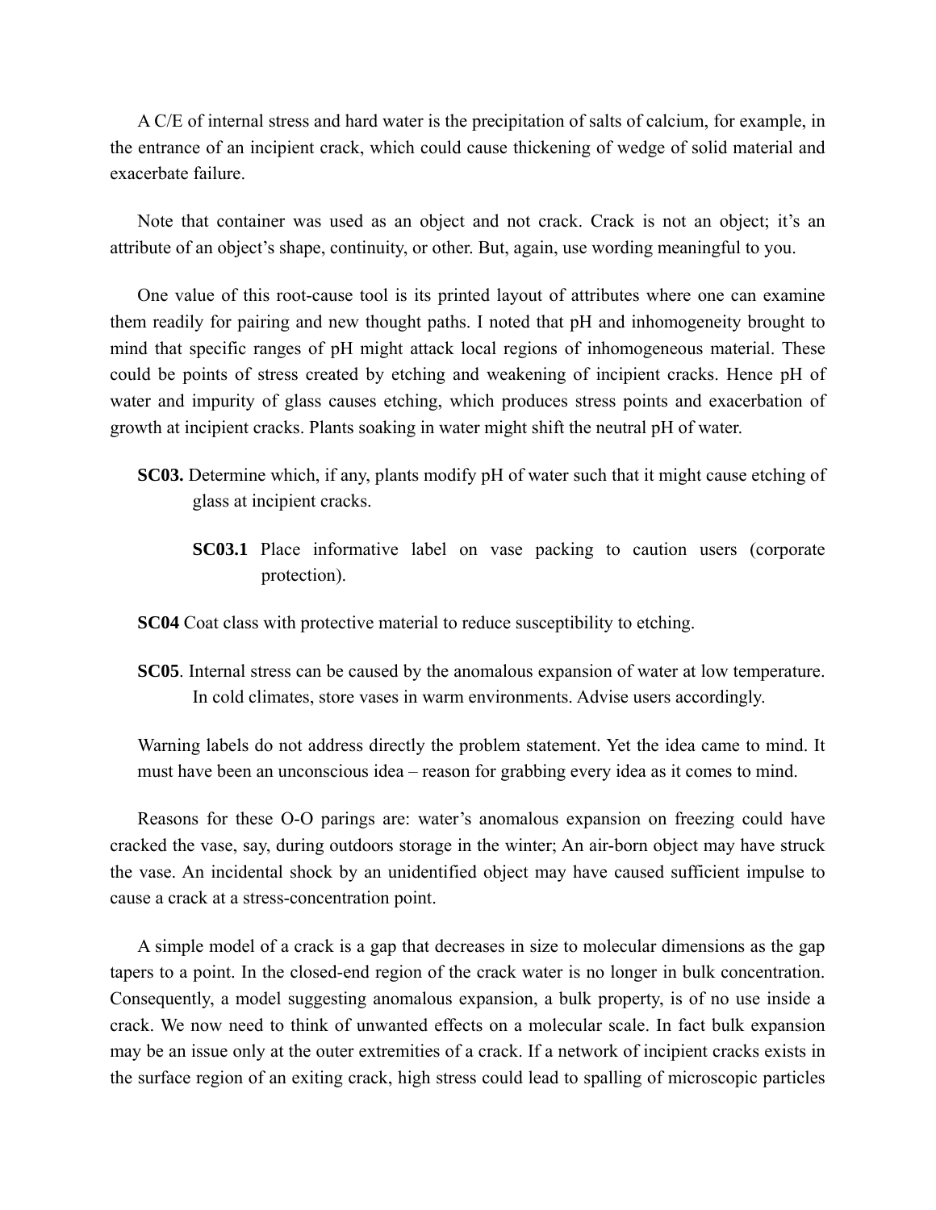A C/E of internal stress and hard water is the precipitation of salts of calcium, for example, in the entrance of an incipient crack, which could cause thickening of wedge of solid material and exacerbate failure.

Note that container was used as an object and not crack. Crack is not an object; it's an attribute of an object's shape, continuity, or other. But, again, use wording meaningful to you.

One value of this root-cause tool is its printed layout of attributes where one can examine them readily for pairing and new thought paths. I noted that pH and inhomogeneity brought to mind that specific ranges of pH might attack local regions of inhomogeneous material. These could be points of stress created by etching and weakening of incipient cracks. Hence pH of water and impurity of glass causes etching, which produces stress points and exacerbation of growth at incipient cracks. Plants soaking in water might shift the neutral pH of water.

- **SC03.** Determine which, if any, plants modify pH of water such that it might cause etching of glass at incipient cracks.
  - **SC03.1** Place informative label on vase packing to caution users (corporate protection).
- **SC04** Coat class with protective material to reduce susceptibility to etching.
- **SC05**. Internal stress can be caused by the anomalous expansion of water at low temperature. In cold climates, store vases in warm environments. Advise users accordingly.

Warning labels do not address directly the problem statement. Yet the idea came to mind. It must have been an unconscious idea – reason for grabbing every idea as it comes to mind.

Reasons for these O-O parings are: water's anomalous expansion on freezing could have cracked the vase, say, during outdoors storage in the winter; An air-born object may have struck the vase. An incidental shock by an unidentified object may have caused sufficient impulse to cause a crack at a stress-concentration point.

A simple model of a crack is a gap that decreases in size to molecular dimensions as the gap tapers to a point. In the closed-end region of the crack water is no longer in bulk concentration. Consequently, a model suggesting anomalous expansion, a bulk property, is of no use inside a crack. We now need to think of unwanted effects on a molecular scale. In fact bulk expansion may be an issue only at the outer extremities of a crack. If a network of incipient cracks exists in the surface region of an exiting crack, high stress could lead to spalling of microscopic particles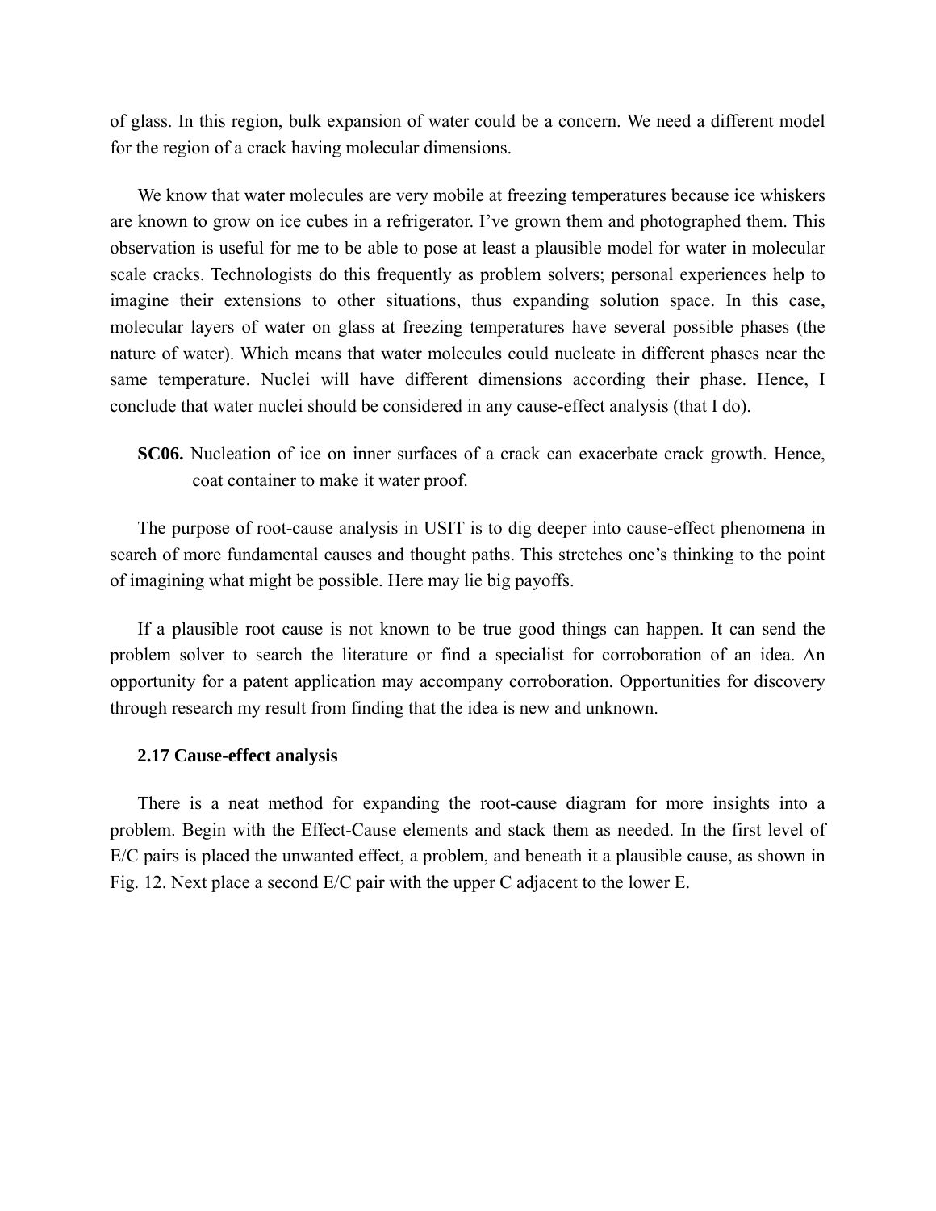of glass. In this region, bulk expansion of water could be a concern. We need a different model for the region of a crack having molecular dimensions.

We know that water molecules are very mobile at freezing temperatures because ice whiskers are known to grow on ice cubes in a refrigerator. I've grown them and photographed them. This observation is useful for me to be able to pose at least a plausible model for water in molecular scale cracks. Technologists do this frequently as problem solvers; personal experiences help to imagine their extensions to other situations, thus expanding solution space. In this case, molecular layers of water on glass at freezing temperatures have several possible phases (the nature of water). Which means that water molecules could nucleate in different phases near the same temperature. Nuclei will have different dimensions according their phase. Hence, I conclude that water nuclei should be considered in any cause-effect analysis (that I do).

**SC06.** Nucleation of ice on inner surfaces of a crack can exacerbate crack growth. Hence, coat container to make it water proof.

The purpose of root-cause analysis in USIT is to dig deeper into cause-effect phenomena in search of more fundamental causes and thought paths. This stretches one's thinking to the point of imagining what might be possible. Here may lie big payoffs.

If a plausible root cause is not known to be true good things can happen. It can send the problem solver to search the literature or find a specialist for corroboration of an idea. An opportunity for a patent application may accompany corroboration. Opportunities for discovery through research my result from finding that the idea is new and unknown.

### 2.17 Cause-effect analysis

There is a neat method for expanding the root-cause diagram for more insights into a problem. Begin with the Effect-Cause elements and stack them as needed. In the first level of E/C pairs is placed the unwanted effect, a problem, and beneath it a plausible cause, as shown in Fig. 12. Next place a second E/C pair with the upper C adjacent to the lower E.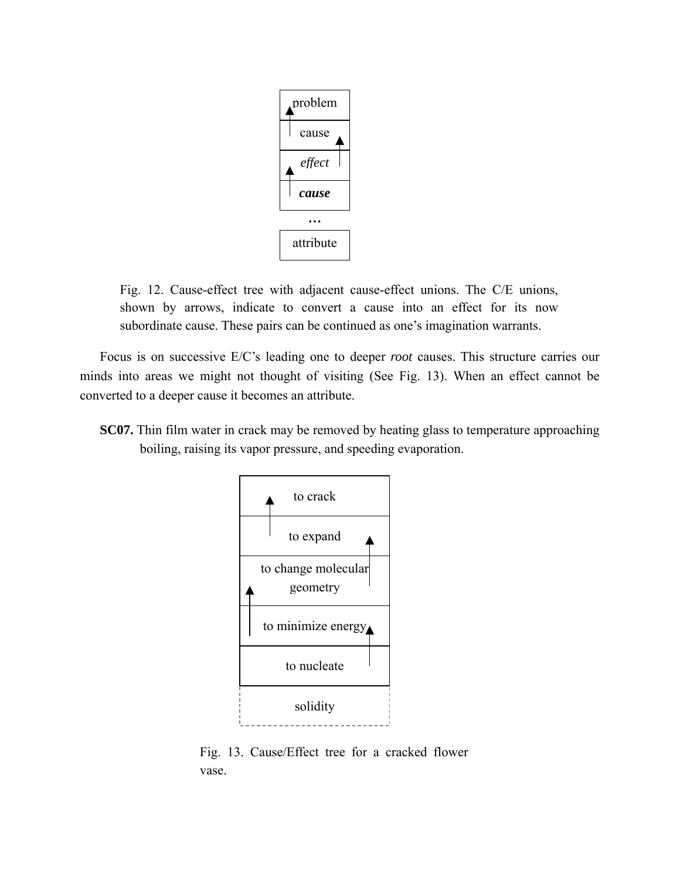| problem |
| --- |
| cause |
| *effect* |
| ***cause*** |
| … |
| attribute |

Fig. 12. Cause-effect tree with adjacent cause-effect unions. The C/E unions, shown by arrows, indicate to convert a cause into an effect for its now subordinate cause. These pairs can be continued as one's imagination warrants.

Focus is on successive E/C's leading one to deeper *root* causes. This structure carries our minds into areas we might not thought of visiting (See Fig. 13). When an effect cannot be converted to a deeper cause it becomes an attribute.

**SC07.** Thin film water in crack may be removed by heating glass to temperature approaching boiling, raising its vapor pressure, and speeding evaporation.

| to crack |
| --- |
| to expand |
| to change molecular geometry |
| to minimize energy |
| to nucleate |
| solidity |

Fig. 13. Cause/Effect tree for a cracked flower vase.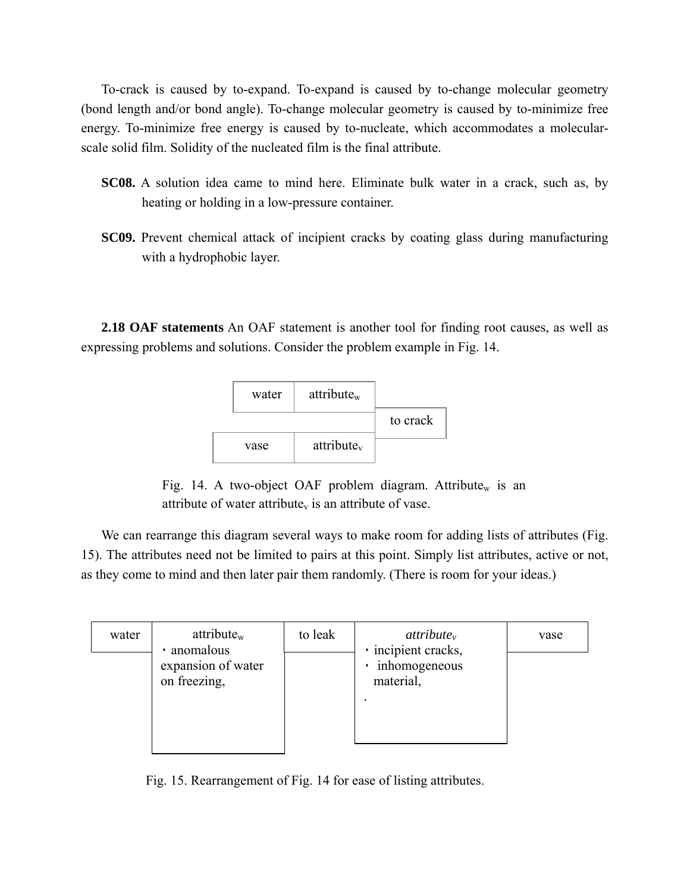To-crack is caused by to-expand. To-expand is caused by to-change molecular geometry (bond length and/or bond angle). To-change molecular geometry is caused by to-minimize free energy. To-minimize free energy is caused by to-nucleate, which accommodates a molecular-scale solid film. Solidity of the nucleated film is the final attribute.

**SC08.** A solution idea came to mind here. Eliminate bulk water in a crack, such as, by heating or holding in a low-pressure container.

**SC09.** Prevent chemical attack of incipient cracks by coating glass during manufacturing with a hydrophobic layer.

**2.18 OAF statements** An OAF statement is another tool for finding root causes, as well as expressing problems and solutions. Consider the problem example in Fig. 14.

| water | $attribute_w$ | |
|---|---|---|
| | | to crack |
| vase | $attribute_v$ | |

Fig. 14. A two-object OAF problem diagram. $Attribute_w$ is an attribute of water $attribute_v$ is an attribute of vase.

We can rearrange this diagram several ways to make room for adding lists of attributes (Fig. 15). The attributes need not be limited to pairs at this point. Simply list attributes, active or not, as they come to mind and then later pair them randomly. (There is room for your ideas.)

| water | $attribute_w$ | to leak | *$attribute_v$* | vase |
|---|---|---|---|---|
| | ・anomalous expansion of water on freezing, | | ・incipient cracks, ・ inhomogeneous material, . | |

Fig. 15. Rearrangement of Fig. 14 for ease of listing attributes.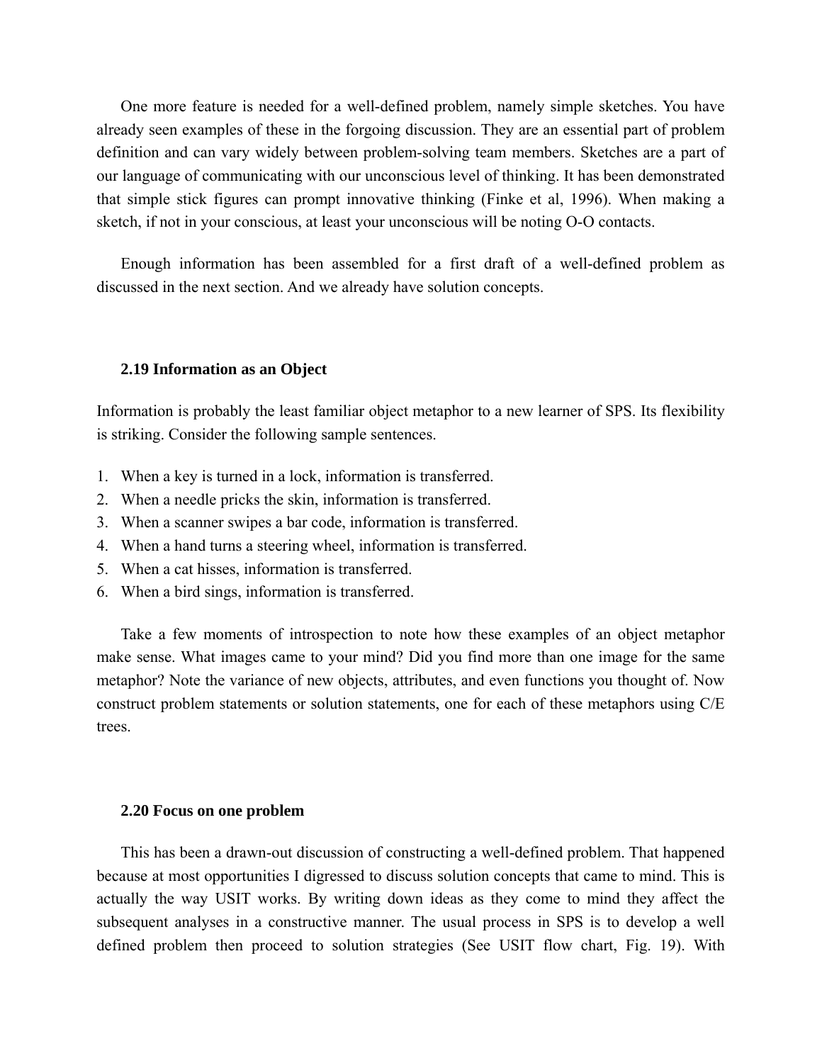One more feature is needed for a well-defined problem, namely simple sketches. You have already seen examples of these in the forgoing discussion. They are an essential part of problem definition and can vary widely between problem-solving team members. Sketches are a part of our language of communicating with our unconscious level of thinking. It has been demonstrated that simple stick figures can prompt innovative thinking (Finke et al, 1996). When making a sketch, if not in your conscious, at least your unconscious will be noting O-O contacts.

Enough information has been assembled for a first draft of a well-defined problem as discussed in the next section. And we already have solution concepts.

### 2.19 Information as an Object

Information is probably the least familiar object metaphor to a new learner of SPS. Its flexibility is striking. Consider the following sample sentences.

1. When a key is turned in a lock, information is transferred.
2. When a needle pricks the skin, information is transferred.
3. When a scanner swipes a bar code, information is transferred.
4. When a hand turns a steering wheel, information is transferred.
5. When a cat hisses, information is transferred.
6. When a bird sings, information is transferred.

Take a few moments of introspection to note how these examples of an object metaphor make sense. What images came to your mind? Did you find more than one image for the same metaphor? Note the variance of new objects, attributes, and even functions you thought of. Now construct problem statements or solution statements, one for each of these metaphors using C/E trees.

### 2.20 Focus on one problem

This has been a drawn-out discussion of constructing a well-defined problem. That happened because at most opportunities I digressed to discuss solution concepts that came to mind. This is actually the way USIT works. By writing down ideas as they come to mind they affect the subsequent analyses in a constructive manner. The usual process in SPS is to develop a well defined problem then proceed to solution strategies (See USIT flow chart, Fig. 19). With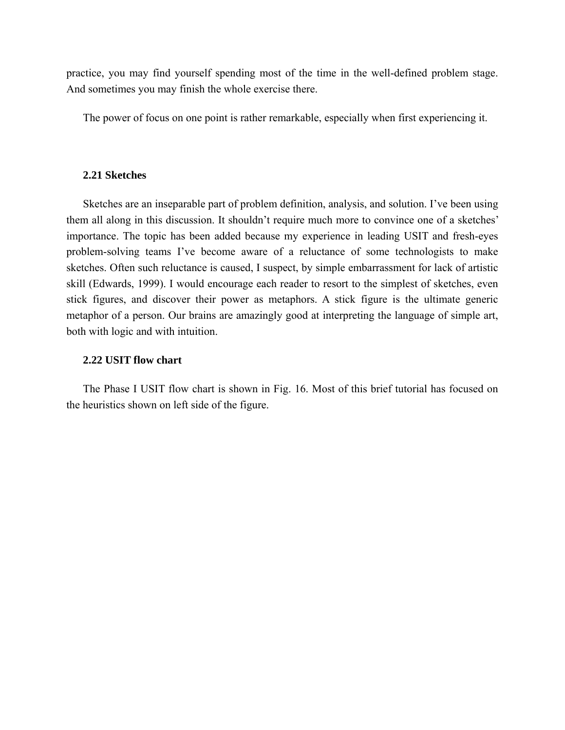practice, you may find yourself spending most of the time in the well-defined problem stage. And sometimes you may finish the whole exercise there.

The power of focus on one point is rather remarkable, especially when first experiencing it.

### 2.21 Sketches

Sketches are an inseparable part of problem definition, analysis, and solution. I've been using them all along in this discussion. It shouldn't require much more to convince one of a sketches' importance. The topic has been added because my experience in leading USIT and fresh-eyes problem-solving teams I've become aware of a reluctance of some technologists to make sketches. Often such reluctance is caused, I suspect, by simple embarrassment for lack of artistic skill (Edwards, 1999). I would encourage each reader to resort to the simplest of sketches, even stick figures, and discover their power as metaphors. A stick figure is the ultimate generic metaphor of a person. Our brains are amazingly good at interpreting the language of simple art, both with logic and with intuition.

### 2.22 USIT flow chart

The Phase I USIT flow chart is shown in Fig. 16. Most of this brief tutorial has focused on the heuristics shown on left side of the figure.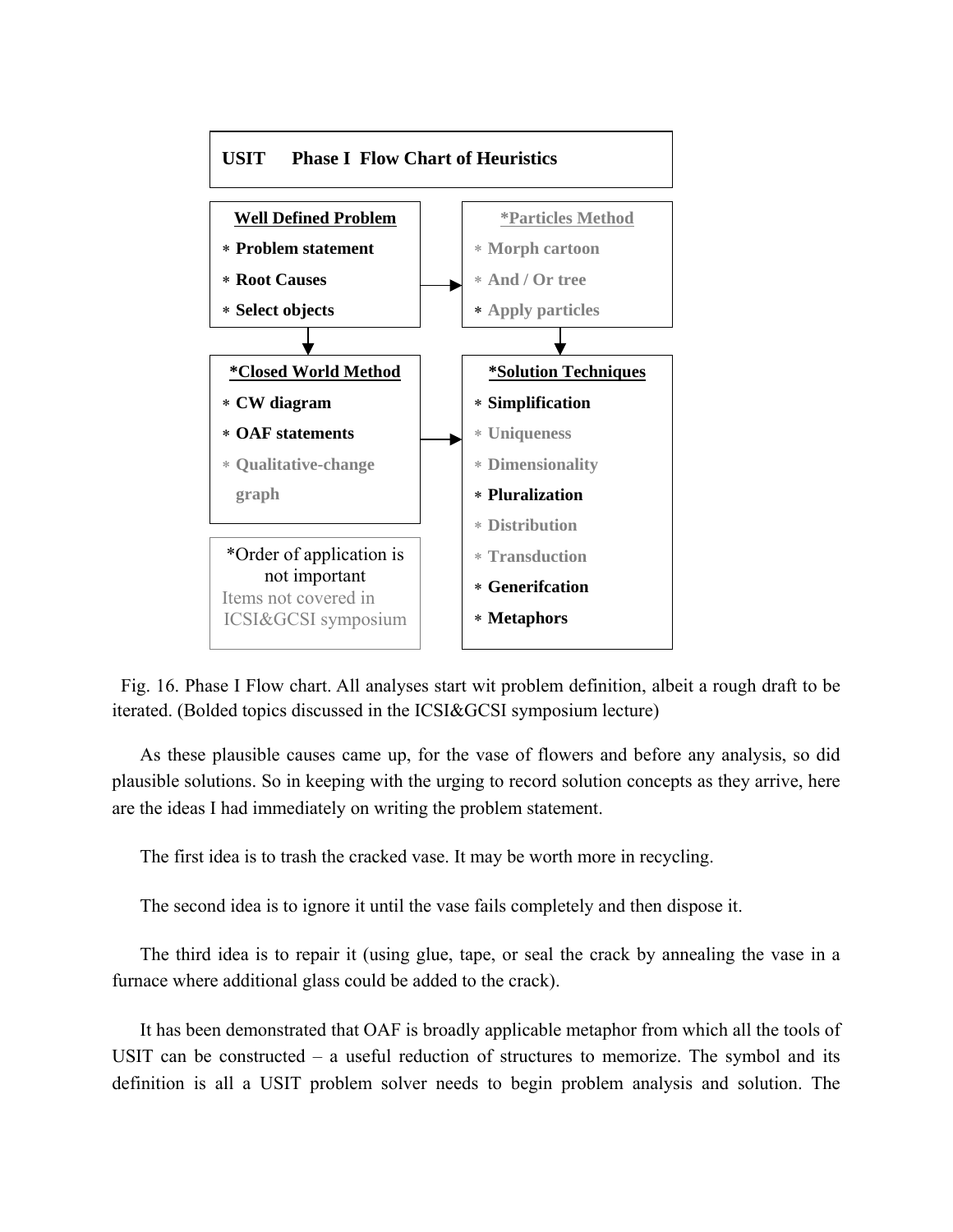**USIT Phase I Flow Chart of Heuristics**

| **Well Defined Problem** | **\*Particles Method** |
|---|---|
| * **Problem statement** | * Morph cartoon |
| * **Root Causes** | * And / Or tree |
| * **Select objects** | * Apply particles |

| **\*Closed World Method** | **\*Solution Techniques** |
|---|---|
| * **CW diagram** | * **Simplification** |
| * **OAF statements** | * Uniqueness |
| * Qualitative-change graph | * Dimensionality |
| | * **Pluralization** |
| *Order of application is not important | * Distribution |
| Items not covered in ICSI&GCSI symposium | * Transduction |
| | * **Generifcation** |
| | * **Metaphors** |

Fig. 16. Phase I Flow chart. All analyses start wit problem definition, albeit a rough draft to be iterated. (Bolded topics discussed in the ICSI&GCSI symposium lecture)

As these plausible causes came up, for the vase of flowers and before any analysis, so did plausible solutions. So in keeping with the urging to record solution concepts as they arrive, here are the ideas I had immediately on writing the problem statement.

The first idea is to trash the cracked vase. It may be worth more in recycling.

The second idea is to ignore it until the vase fails completely and then dispose it.

The third idea is to repair it (using glue, tape, or seal the crack by annealing the vase in a furnace where additional glass could be added to the crack).

It has been demonstrated that OAF is broadly applicable metaphor from which all the tools of USIT can be constructed – a useful reduction of structures to memorize. The symbol and its definition is all a USIT problem solver needs to begin problem analysis and solution. The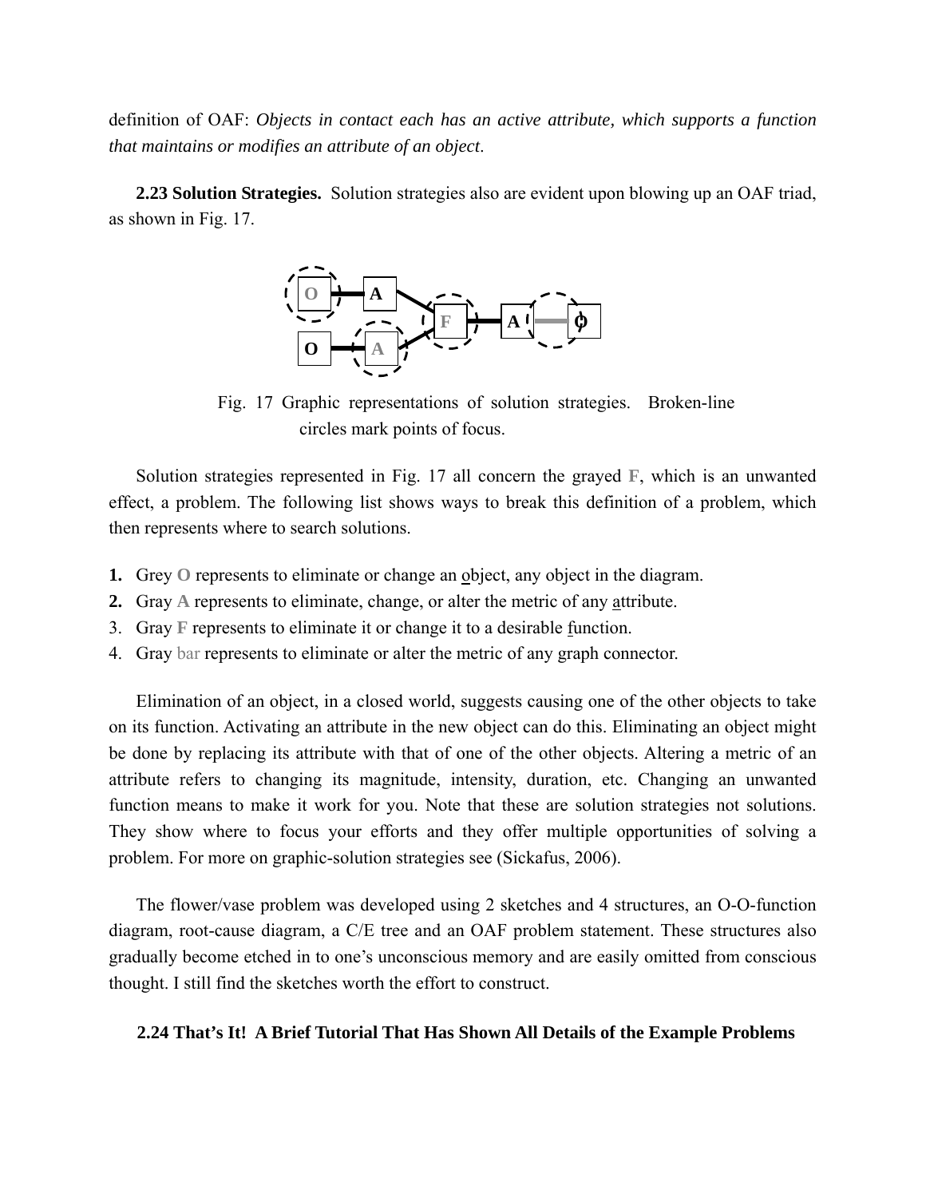definition of OAF: *Objects in contact each has an active attribute, which supports a function that maintains or modifies an attribute of an object*.

**2.23 Solution Strategies.** Solution strategies also are evident upon blowing up an OAF triad, as shown in Fig. 17.

Fig. 17 Graphic representations of solution strategies. Broken-line circles mark points of focus.

Solution strategies represented in Fig. 17 all concern the grayed **F**, which is an unwanted effect, a problem. The following list shows ways to break this definition of a problem, which then represents where to search solutions.

1. Grey **O** represents to eliminate or change an object, any object in the diagram.
2. Gray **A** represents to eliminate, change, or alter the metric of any attribute.
3. Gray **F** represents to eliminate it or change it to a desirable function.
4. Gray bar represents to eliminate or alter the metric of any graph connector.

Elimination of an object, in a closed world, suggests causing one of the other objects to take on its function. Activating an attribute in the new object can do this. Eliminating an object might be done by replacing its attribute with that of one of the other objects. Altering a metric of an attribute refers to changing its magnitude, intensity, duration, etc. Changing an unwanted function means to make it work for you. Note that these are solution strategies not solutions. They show where to focus your efforts and they offer multiple opportunities of solving a problem. For more on graphic-solution strategies see (Sickafus, 2006).

The flower/vase problem was developed using 2 sketches and 4 structures, an O-O-function diagram, root-cause diagram, a C/E tree and an OAF problem statement. These structures also gradually become etched in to one's unconscious memory and are easily omitted from conscious thought. I still find the sketches worth the effort to construct.

**2.24 That's It! A Brief Tutorial That Has Shown All Details of the Example Problems**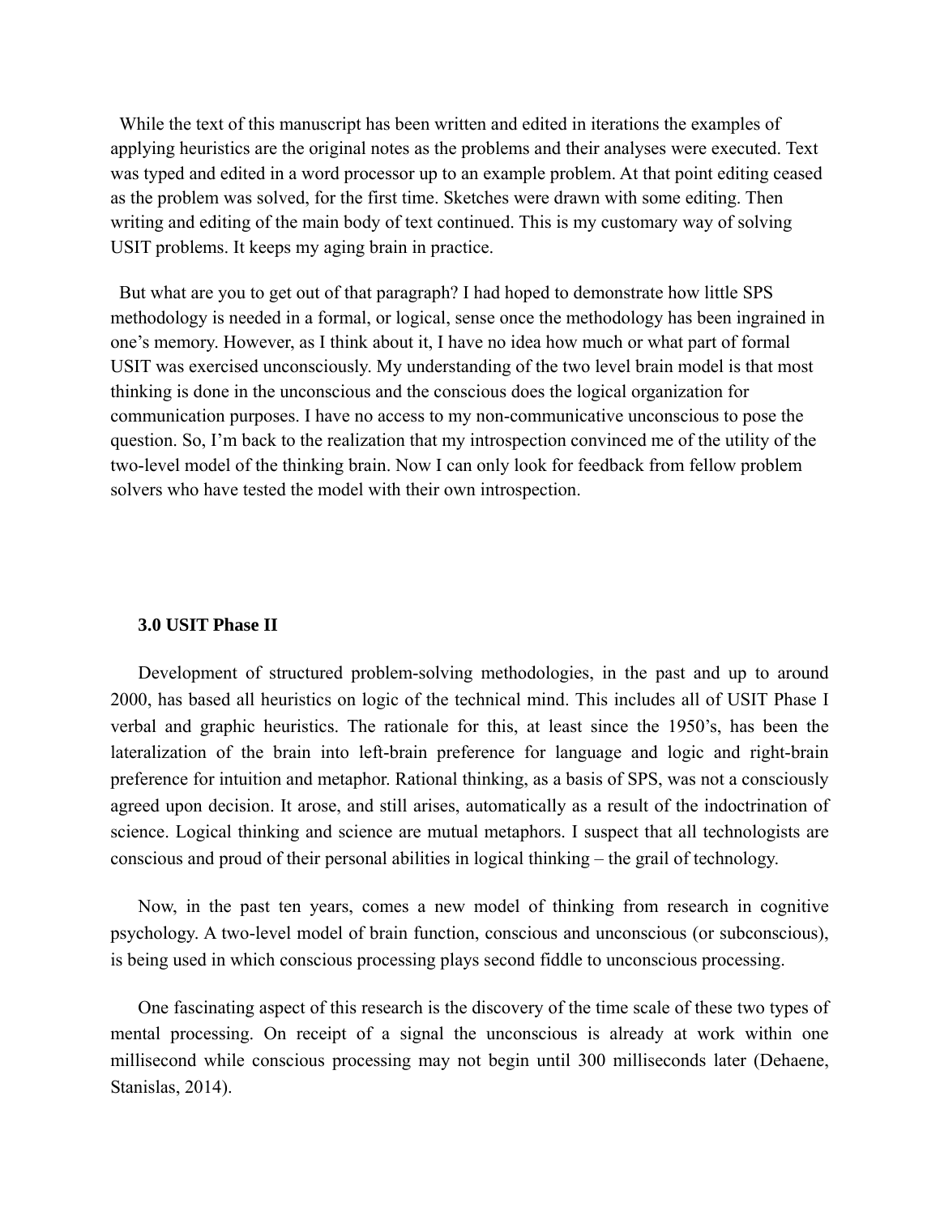While the text of this manuscript has been written and edited in iterations the examples of applying heuristics are the original notes as the problems and their analyses were executed. Text was typed and edited in a word processor up to an example problem. At that point editing ceased as the problem was solved, for the first time. Sketches were drawn with some editing. Then writing and editing of the main body of text continued. This is my customary way of solving USIT problems. It keeps my aging brain in practice.

But what are you to get out of that paragraph? I had hoped to demonstrate how little SPS methodology is needed in a formal, or logical, sense once the methodology has been ingrained in one's memory. However, as I think about it, I have no idea how much or what part of formal USIT was exercised unconsciously. My understanding of the two level brain model is that most thinking is done in the unconscious and the conscious does the logical organization for communication purposes. I have no access to my non-communicative unconscious to pose the question. So, I'm back to the realization that my introspection convinced me of the utility of the two-level model of the thinking brain. Now I can only look for feedback from fellow problem solvers who have tested the model with their own introspection.

### 3.0 USIT Phase II

Development of structured problem-solving methodologies, in the past and up to around 2000, has based all heuristics on logic of the technical mind. This includes all of USIT Phase I verbal and graphic heuristics. The rationale for this, at least since the 1950's, has been the lateralization of the brain into left-brain preference for language and logic and right-brain preference for intuition and metaphor. Rational thinking, as a basis of SPS, was not a consciously agreed upon decision. It arose, and still arises, automatically as a result of the indoctrination of science. Logical thinking and science are mutual metaphors. I suspect that all technologists are conscious and proud of their personal abilities in logical thinking – the grail of technology.

Now, in the past ten years, comes a new model of thinking from research in cognitive psychology. A two-level model of brain function, conscious and unconscious (or subconscious), is being used in which conscious processing plays second fiddle to unconscious processing.

One fascinating aspect of this research is the discovery of the time scale of these two types of mental processing. On receipt of a signal the unconscious is already at work within one millisecond while conscious processing may not begin until 300 milliseconds later (Dehaene, Stanislas, 2014).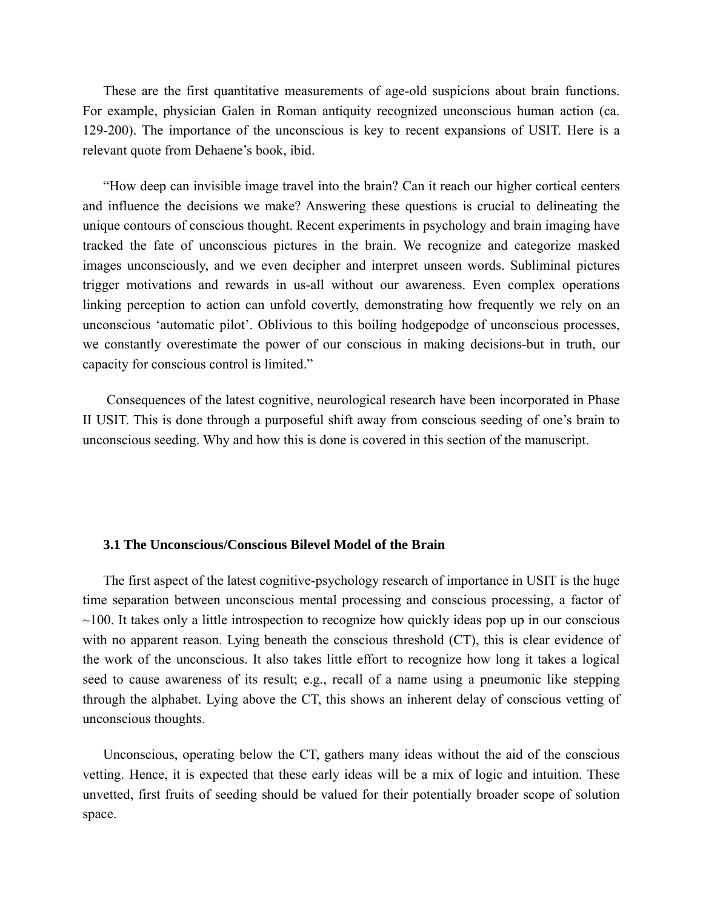These are the first quantitative measurements of age-old suspicions about brain functions. For example, physician Galen in Roman antiquity recognized unconscious human action (ca. 129-200). The importance of the unconscious is key to recent expansions of USIT. Here is a relevant quote from Dehaene's book, ibid.

"How deep can invisible image travel into the brain? Can it reach our higher cortical centers and influence the decisions we make? Answering these questions is crucial to delineating the unique contours of conscious thought. Recent experiments in psychology and brain imaging have tracked the fate of unconscious pictures in the brain. We recognize and categorize masked images unconsciously, and we even decipher and interpret unseen words. Subliminal pictures trigger motivations and rewards in us-all without our awareness. Even complex operations linking perception to action can unfold covertly, demonstrating how frequently we rely on an unconscious 'automatic pilot'. Oblivious to this boiling hodgepodge of unconscious processes, we constantly overestimate the power of our conscious in making decisions-but in truth, our capacity for conscious control is limited."

Consequences of the latest cognitive, neurological research have been incorporated in Phase II USIT. This is done through a purposeful shift away from conscious seeding of one's brain to unconscious seeding. Why and how this is done is covered in this section of the manuscript.

### 3.1 The Unconscious/Conscious Bilevel Model of the Brain

The first aspect of the latest cognitive-psychology research of importance in USIT is the huge time separation between unconscious mental processing and conscious processing, a factor of ~100. It takes only a little introspection to recognize how quickly ideas pop up in our conscious with no apparent reason. Lying beneath the conscious threshold (CT), this is clear evidence of the work of the unconscious. It also takes little effort to recognize how long it takes a logical seed to cause awareness of its result; e.g., recall of a name using a pneumonic like stepping through the alphabet. Lying above the CT, this shows an inherent delay of conscious vetting of unconscious thoughts.

Unconscious, operating below the CT, gathers many ideas without the aid of the conscious vetting. Hence, it is expected that these early ideas will be a mix of logic and intuition. These unvetted, first fruits of seeding should be valued for their potentially broader scope of solution space.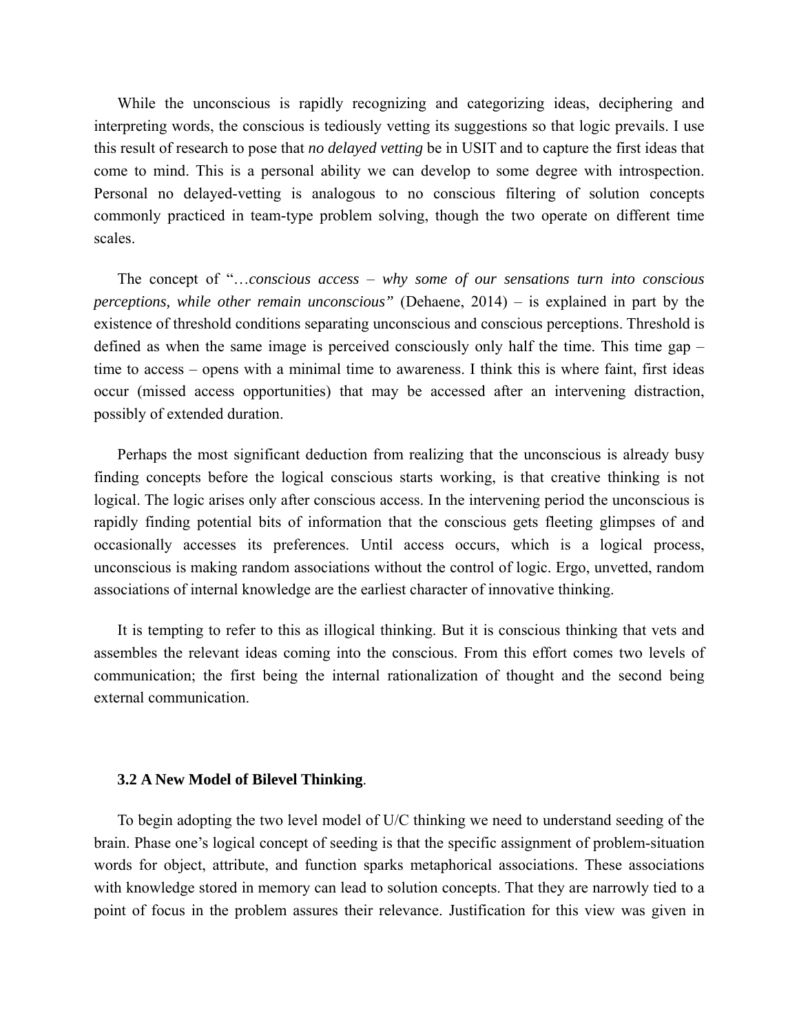While the unconscious is rapidly recognizing and categorizing ideas, deciphering and interpreting words, the conscious is tediously vetting its suggestions so that logic prevails. I use this result of research to pose that *no delayed vetting* be in USIT and to capture the first ideas that come to mind. This is a personal ability we can develop to some degree with introspection. Personal no delayed-vetting is analogous to no conscious filtering of solution concepts commonly practiced in team-type problem solving, though the two operate on different time scales.

The concept of "…*conscious access – why some of our sensations turn into conscious perceptions, while other remain unconscious"* (Dehaene, 2014) – is explained in part by the existence of threshold conditions separating unconscious and conscious perceptions. Threshold is defined as when the same image is perceived consciously only half the time. This time gap – time to access – opens with a minimal time to awareness. I think this is where faint, first ideas occur (missed access opportunities) that may be accessed after an intervening distraction, possibly of extended duration.

Perhaps the most significant deduction from realizing that the unconscious is already busy finding concepts before the logical conscious starts working, is that creative thinking is not logical. The logic arises only after conscious access. In the intervening period the unconscious is rapidly finding potential bits of information that the conscious gets fleeting glimpses of and occasionally accesses its preferences. Until access occurs, which is a logical process, unconscious is making random associations without the control of logic. Ergo, unvetted, random associations of internal knowledge are the earliest character of innovative thinking.

It is tempting to refer to this as illogical thinking. But it is conscious thinking that vets and assembles the relevant ideas coming into the conscious. From this effort comes two levels of communication; the first being the internal rationalization of thought and the second being external communication.

### 3.2 A New Model of Bilevel Thinking.

To begin adopting the two level model of U/C thinking we need to understand seeding of the brain. Phase one's logical concept of seeding is that the specific assignment of problem-situation words for object, attribute, and function sparks metaphorical associations. These associations with knowledge stored in memory can lead to solution concepts. That they are narrowly tied to a point of focus in the problem assures their relevance. Justification for this view was given in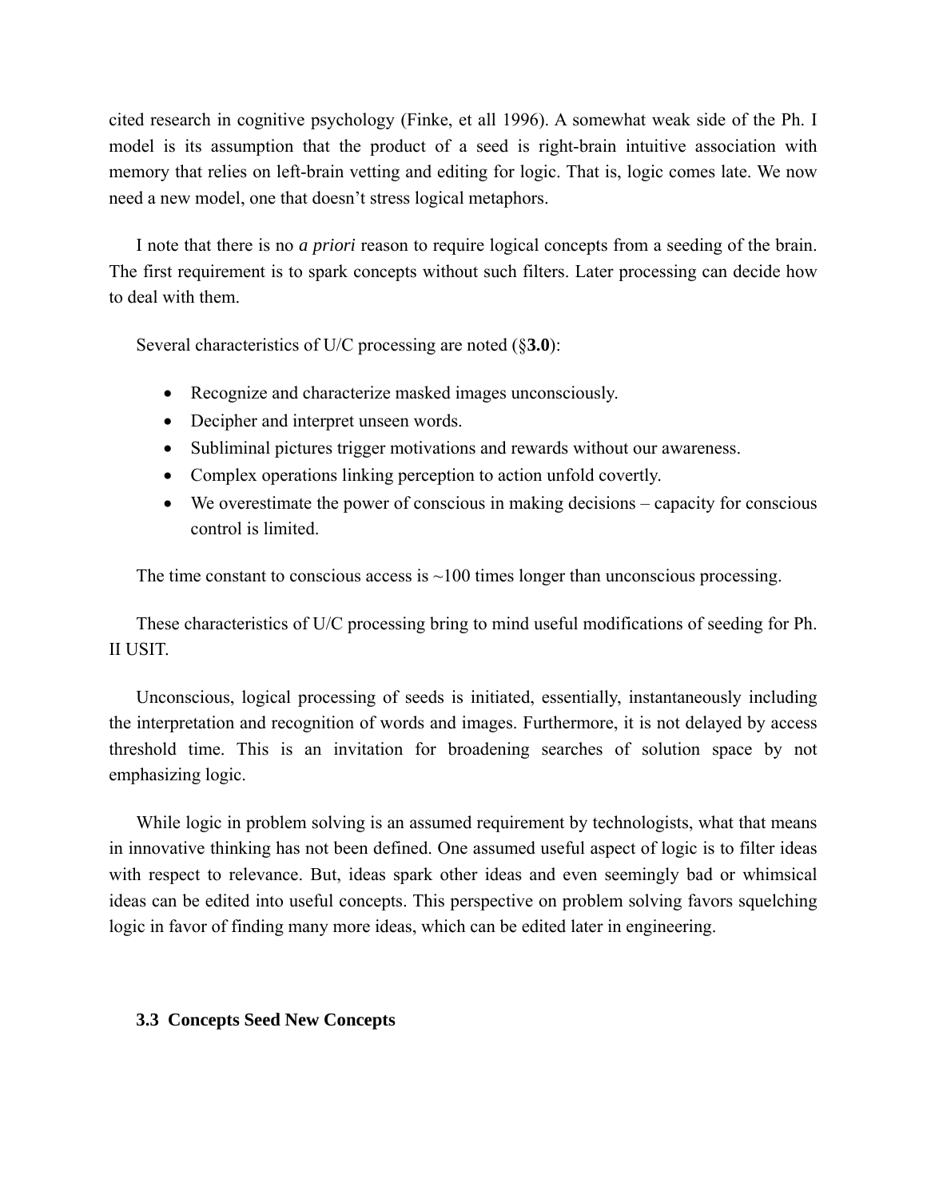cited research in cognitive psychology (Finke, et all 1996). A somewhat weak side of the Ph. I model is its assumption that the product of a seed is right-brain intuitive association with memory that relies on left-brain vetting and editing for logic. That is, logic comes late. We now need a new model, one that doesn't stress logical metaphors.

I note that there is no *a priori* reason to require logical concepts from a seeding of the brain. The first requirement is to spark concepts without such filters. Later processing can decide how to deal with them.

Several characteristics of U/C processing are noted (§**3.0**):

- Recognize and characterize masked images unconsciously.
- Decipher and interpret unseen words.
- Subliminal pictures trigger motivations and rewards without our awareness.
- Complex operations linking perception to action unfold covertly.
- We overestimate the power of conscious in making decisions – capacity for conscious control is limited.

The time constant to conscious access is ~100 times longer than unconscious processing.

These characteristics of U/C processing bring to mind useful modifications of seeding for Ph. II USIT.

Unconscious, logical processing of seeds is initiated, essentially, instantaneously including the interpretation and recognition of words and images. Furthermore, it is not delayed by access threshold time. This is an invitation for broadening searches of solution space by not emphasizing logic.

While logic in problem solving is an assumed requirement by technologists, what that means in innovative thinking has not been defined. One assumed useful aspect of logic is to filter ideas with respect to relevance. But, ideas spark other ideas and even seemingly bad or whimsical ideas can be edited into useful concepts. This perspective on problem solving favors squelching logic in favor of finding many more ideas, which can be edited later in engineering.

### 3.3 Concepts Seed New Concepts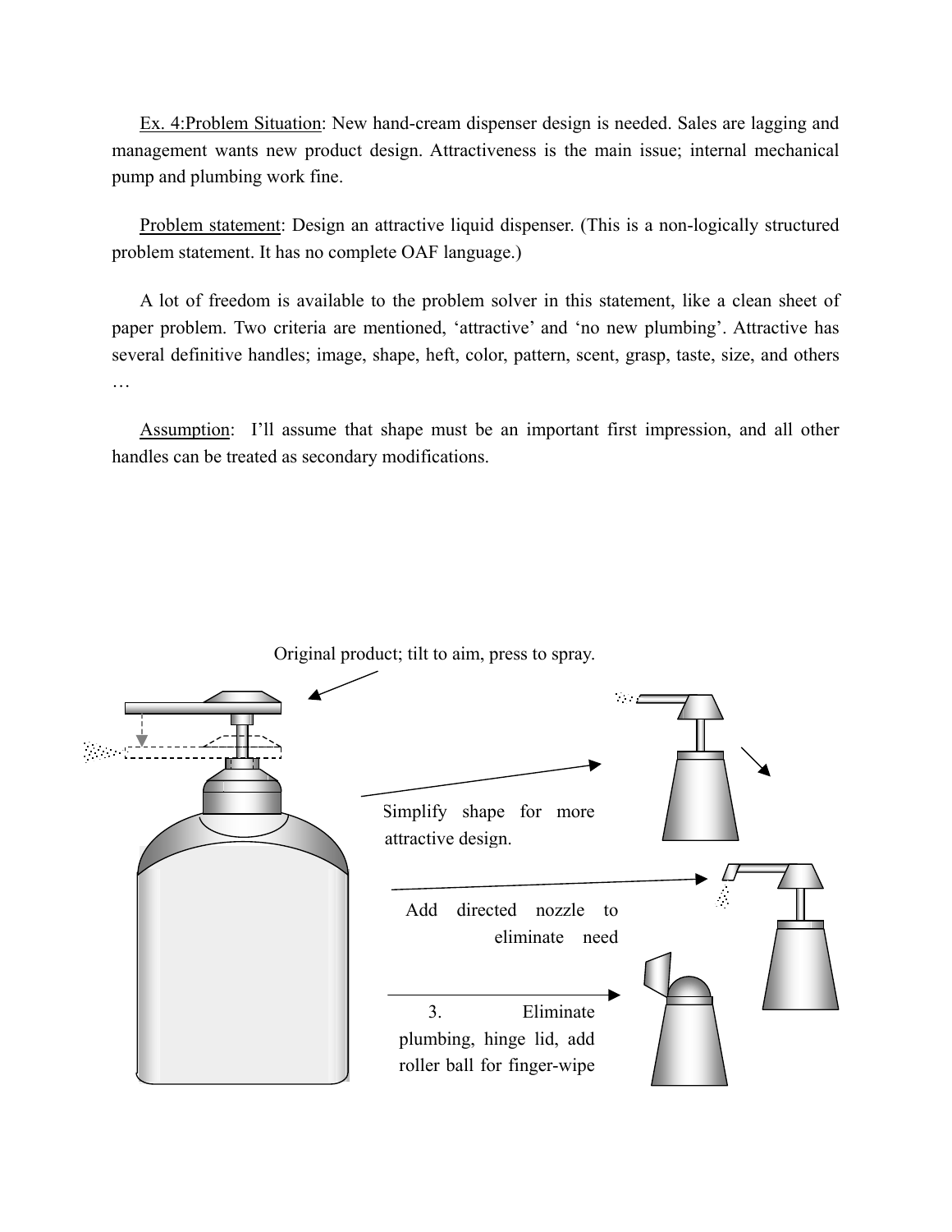Ex. 4:Problem Situation: New hand-cream dispenser design is needed. Sales are lagging and management wants new product design. Attractiveness is the main issue; internal mechanical pump and plumbing work fine.

Problem statement: Design an attractive liquid dispenser. (This is a non-logically structured problem statement. It has no complete OAF language.)

A lot of freedom is available to the problem solver in this statement, like a clean sheet of paper problem. Two criteria are mentioned, 'attractive' and 'no new plumbing'. Attractive has several definitive handles; image, shape, heft, color, pattern, scent, grasp, taste, size, and others …

Assumption: I'll assume that shape must be an important first impression, and all other handles can be treated as secondary modifications.

Original product; tilt to aim, press to spray.

Simplify shape for more attractive design.

Add directed nozzle to eliminate need

3. Eliminate plumbing, hinge lid, add roller ball for finger-wipe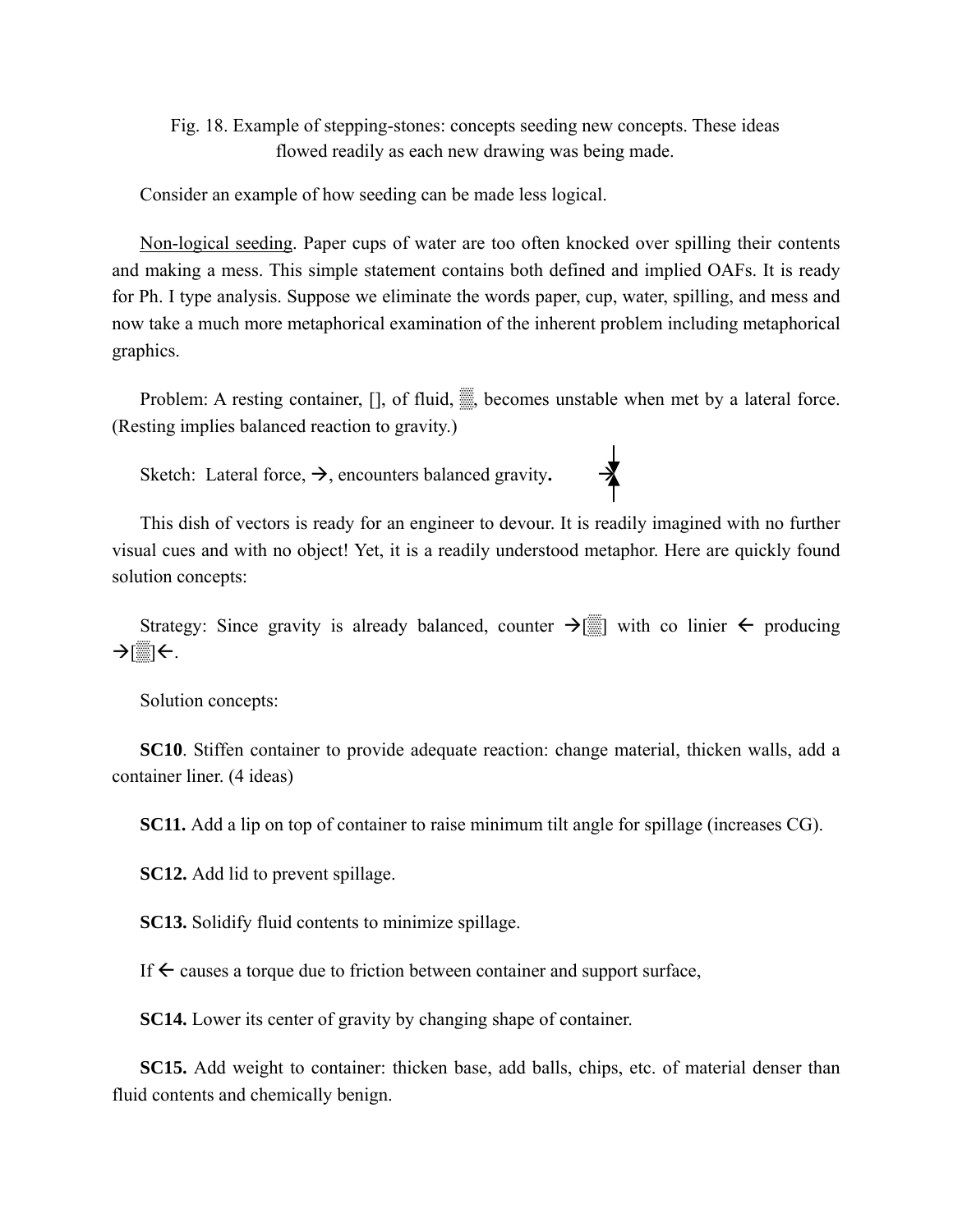Fig. 18. Example of stepping-stones: concepts seeding new concepts. These ideas flowed readily as each new drawing was being made.

Consider an example of how seeding can be made less logical.

<u>Non-logical seeding</u>. Paper cups of water are too often knocked over spilling their contents and making a mess. This simple statement contains both defined and implied OAFs. It is ready for Ph. I type analysis. Suppose we eliminate the words paper, cup, water, spilling, and mess and now take a much more metaphorical examination of the inherent problem including metaphorical graphics.

Problem: A resting container, [], of fluid, ▒, becomes unstable when met by a lateral force. (Resting implies balanced reaction to gravity.)

Sketch: Lateral force, →, encounters balanced gravity**.**

This dish of vectors is ready for an engineer to devour. It is readily imagined with no further visual cues and with no object! Yet, it is a readily understood metaphor. Here are quickly found solution concepts:

Strategy: Since gravity is already balanced, counter →[▒] with co linier ← producing →[▒]←.

Solution concepts:

**SC10**. Stiffen container to provide adequate reaction: change material, thicken walls, add a container liner. (4 ideas)

**SC11.** Add a lip on top of container to raise minimum tilt angle for spillage (increases CG).

**SC12.** Add lid to prevent spillage.

**SC13.** Solidify fluid contents to minimize spillage.

If ← causes a torque due to friction between container and support surface,

**SC14.** Lower its center of gravity by changing shape of container.

**SC15.** Add weight to container: thicken base, add balls, chips, etc. of material denser than fluid contents and chemically benign.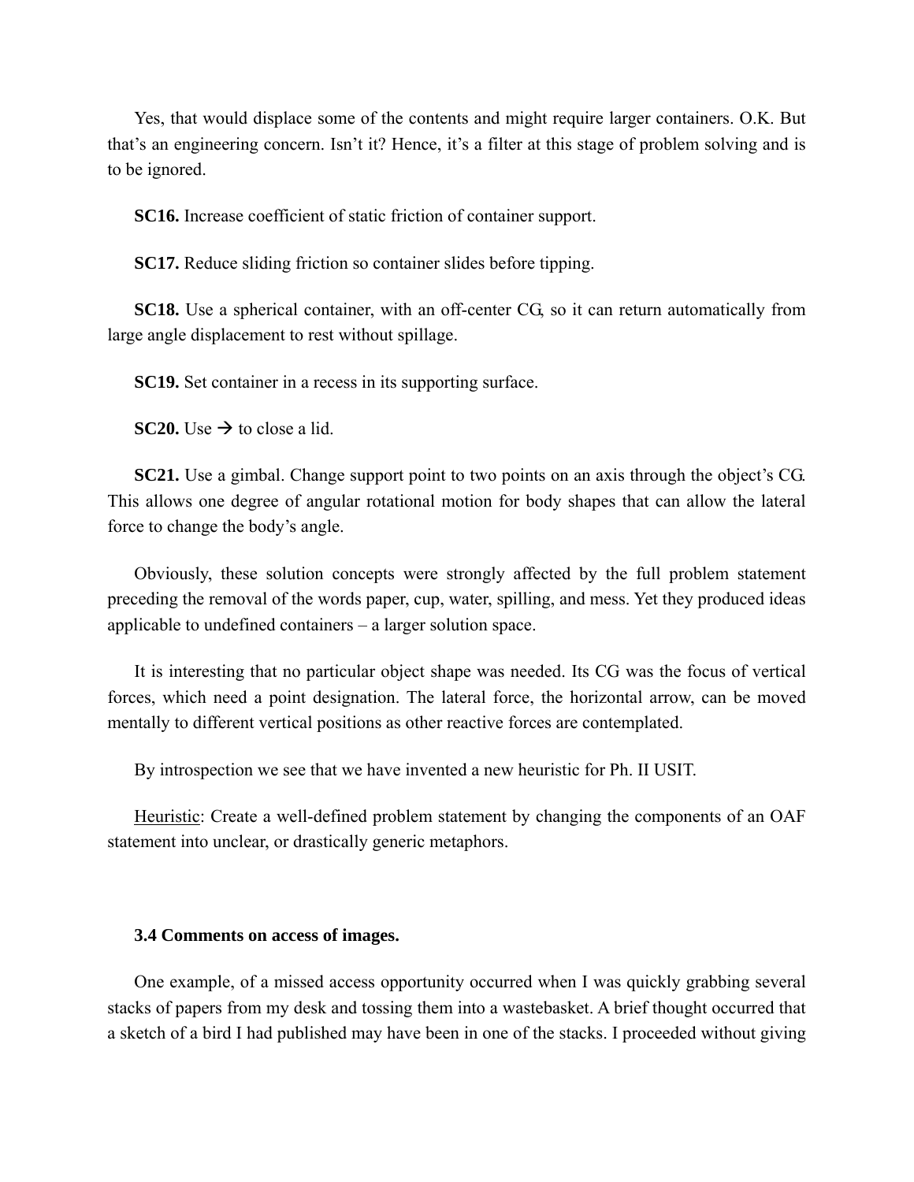Yes, that would displace some of the contents and might require larger containers. O.K. But that's an engineering concern. Isn't it? Hence, it's a filter at this stage of problem solving and is to be ignored.

**SC16.** Increase coefficient of static friction of container support.

**SC17.** Reduce sliding friction so container slides before tipping.

**SC18.** Use a spherical container, with an off-center CG, so it can return automatically from large angle displacement to rest without spillage.

**SC19.** Set container in a recess in its supporting surface.

**SC20.** Use → to close a lid.

**SC21.** Use a gimbal. Change support point to two points on an axis through the object's CG. This allows one degree of angular rotational motion for body shapes that can allow the lateral force to change the body's angle.

Obviously, these solution concepts were strongly affected by the full problem statement preceding the removal of the words paper, cup, water, spilling, and mess. Yet they produced ideas applicable to undefined containers – a larger solution space.

It is interesting that no particular object shape was needed. Its CG was the focus of vertical forces, which need a point designation. The lateral force, the horizontal arrow, can be moved mentally to different vertical positions as other reactive forces are contemplated.

By introspection we see that we have invented a new heuristic for Ph. II USIT.

Heuristic: Create a well-defined problem statement by changing the components of an OAF statement into unclear, or drastically generic metaphors.

### 3.4 Comments on access of images.

One example, of a missed access opportunity occurred when I was quickly grabbing several stacks of papers from my desk and tossing them into a wastebasket. A brief thought occurred that a sketch of a bird I had published may have been in one of the stacks. I proceeded without giving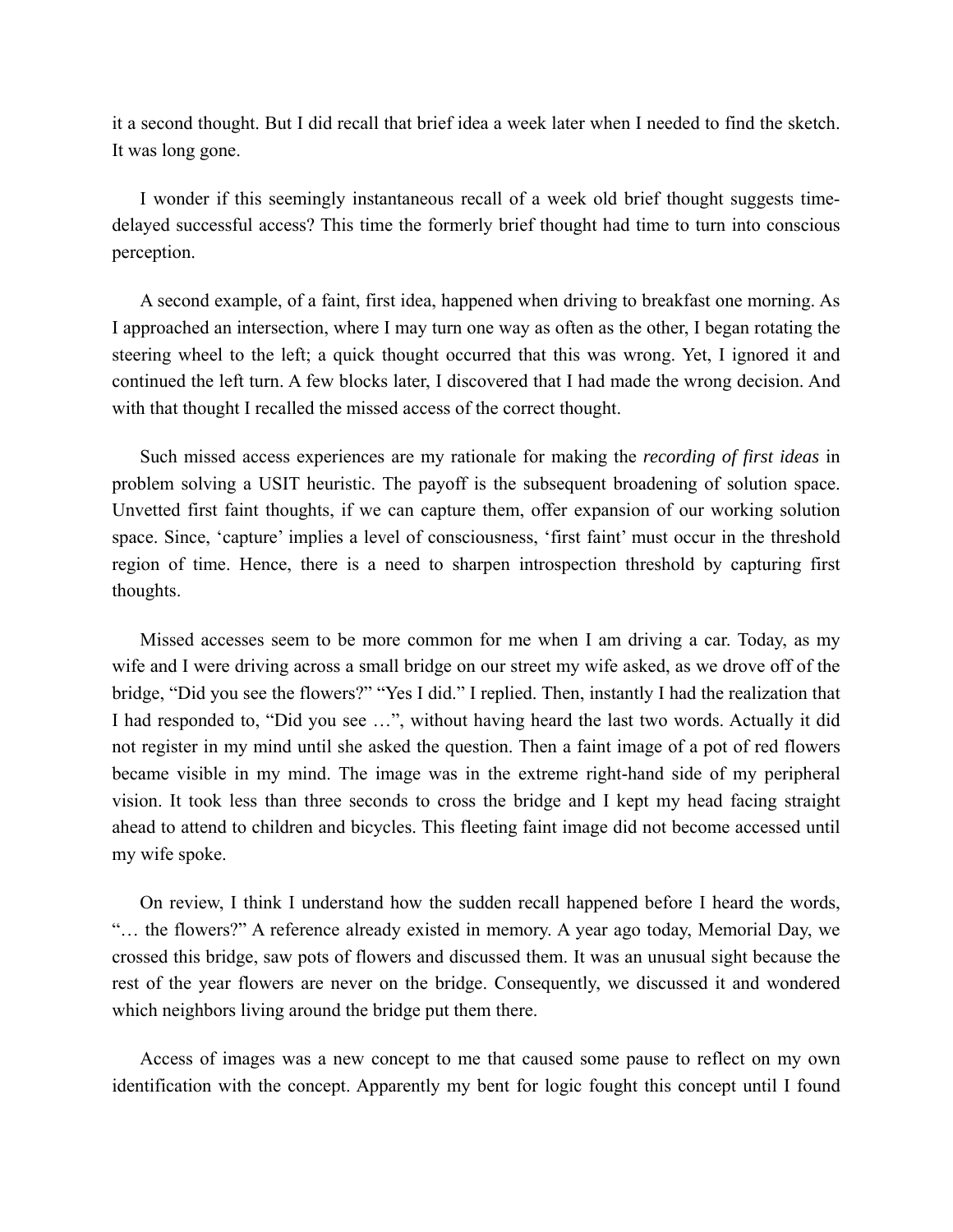it a second thought. But I did recall that brief idea a week later when I needed to find the sketch. It was long gone.

I wonder if this seemingly instantaneous recall of a week old brief thought suggests time-delayed successful access? This time the formerly brief thought had time to turn into conscious perception.

A second example, of a faint, first idea, happened when driving to breakfast one morning. As I approached an intersection, where I may turn one way as often as the other, I began rotating the steering wheel to the left; a quick thought occurred that this was wrong. Yet, I ignored it and continued the left turn. A few blocks later, I discovered that I had made the wrong decision. And with that thought I recalled the missed access of the correct thought.

Such missed access experiences are my rationale for making the *recording of first ideas* in problem solving a USIT heuristic. The payoff is the subsequent broadening of solution space. Unvetted first faint thoughts, if we can capture them, offer expansion of our working solution space. Since, 'capture' implies a level of consciousness, 'first faint' must occur in the threshold region of time. Hence, there is a need to sharpen introspection threshold by capturing first thoughts.

Missed accesses seem to be more common for me when I am driving a car. Today, as my wife and I were driving across a small bridge on our street my wife asked, as we drove off of the bridge, "Did you see the flowers?" "Yes I did." I replied. Then, instantly I had the realization that I had responded to, "Did you see …", without having heard the last two words. Actually it did not register in my mind until she asked the question. Then a faint image of a pot of red flowers became visible in my mind. The image was in the extreme right-hand side of my peripheral vision. It took less than three seconds to cross the bridge and I kept my head facing straight ahead to attend to children and bicycles. This fleeting faint image did not become accessed until my wife spoke.

On review, I think I understand how the sudden recall happened before I heard the words, "… the flowers?" A reference already existed in memory. A year ago today, Memorial Day, we crossed this bridge, saw pots of flowers and discussed them. It was an unusual sight because the rest of the year flowers are never on the bridge. Consequently, we discussed it and wondered which neighbors living around the bridge put them there.

Access of images was a new concept to me that caused some pause to reflect on my own identification with the concept. Apparently my bent for logic fought this concept until I found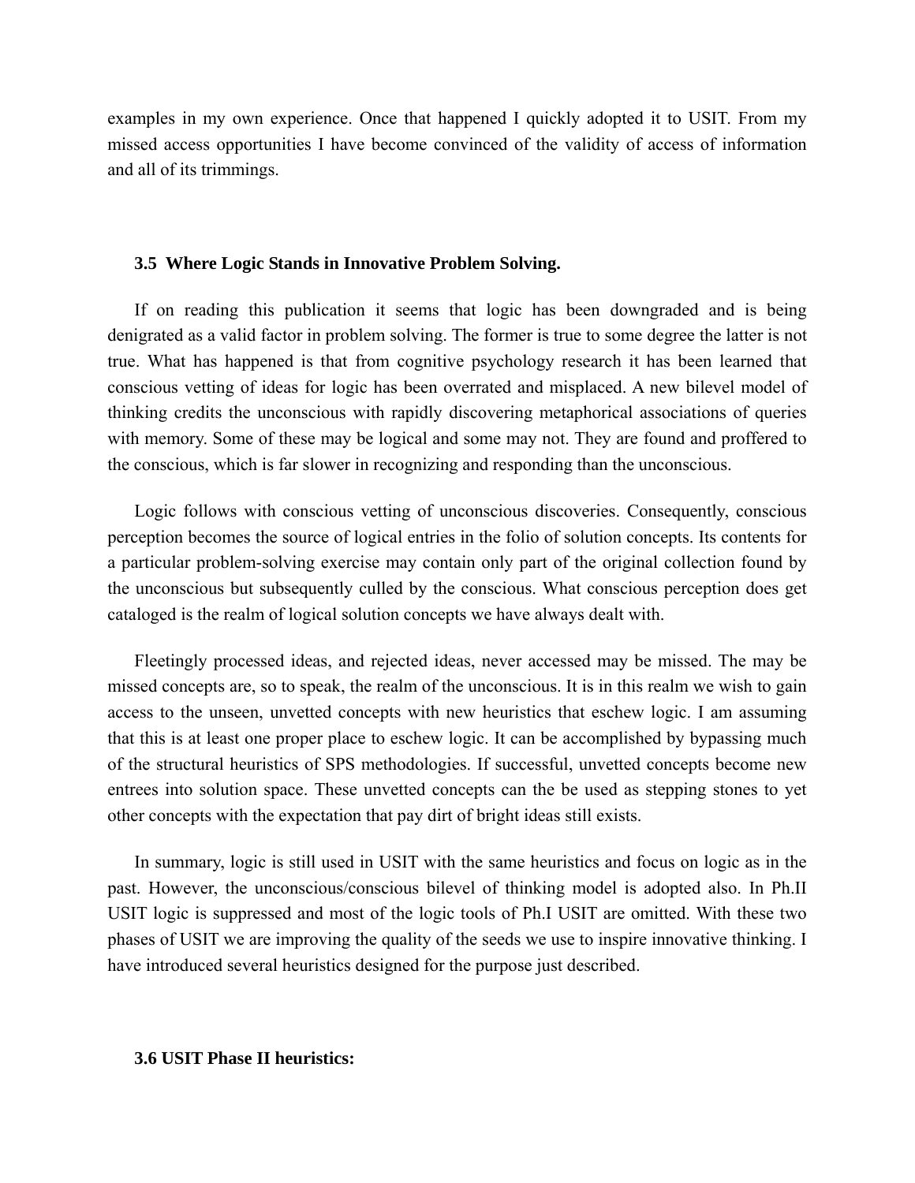examples in my own experience. Once that happened I quickly adopted it to USIT. From my missed access opportunities I have become convinced of the validity of access of information and all of its trimmings.

### 3.5 Where Logic Stands in Innovative Problem Solving.

If on reading this publication it seems that logic has been downgraded and is being denigrated as a valid factor in problem solving. The former is true to some degree the latter is not true. What has happened is that from cognitive psychology research it has been learned that conscious vetting of ideas for logic has been overrated and misplaced. A new bilevel model of thinking credits the unconscious with rapidly discovering metaphorical associations of queries with memory. Some of these may be logical and some may not. They are found and proffered to the conscious, which is far slower in recognizing and responding than the unconscious.

Logic follows with conscious vetting of unconscious discoveries. Consequently, conscious perception becomes the source of logical entries in the folio of solution concepts. Its contents for a particular problem-solving exercise may contain only part of the original collection found by the unconscious but subsequently culled by the conscious. What conscious perception does get cataloged is the realm of logical solution concepts we have always dealt with.

Fleetingly processed ideas, and rejected ideas, never accessed may be missed. The may be missed concepts are, so to speak, the realm of the unconscious. It is in this realm we wish to gain access to the unseen, unvetted concepts with new heuristics that eschew logic. I am assuming that this is at least one proper place to eschew logic. It can be accomplished by bypassing much of the structural heuristics of SPS methodologies. If successful, unvetted concepts become new entrees into solution space. These unvetted concepts can the be used as stepping stones to yet other concepts with the expectation that pay dirt of bright ideas still exists.

In summary, logic is still used in USIT with the same heuristics and focus on logic as in the past. However, the unconscious/conscious bilevel of thinking model is adopted also. In Ph.II USIT logic is suppressed and most of the logic tools of Ph.I USIT are omitted. With these two phases of USIT we are improving the quality of the seeds we use to inspire innovative thinking. I have introduced several heuristics designed for the purpose just described.

### 3.6 USIT Phase II heuristics: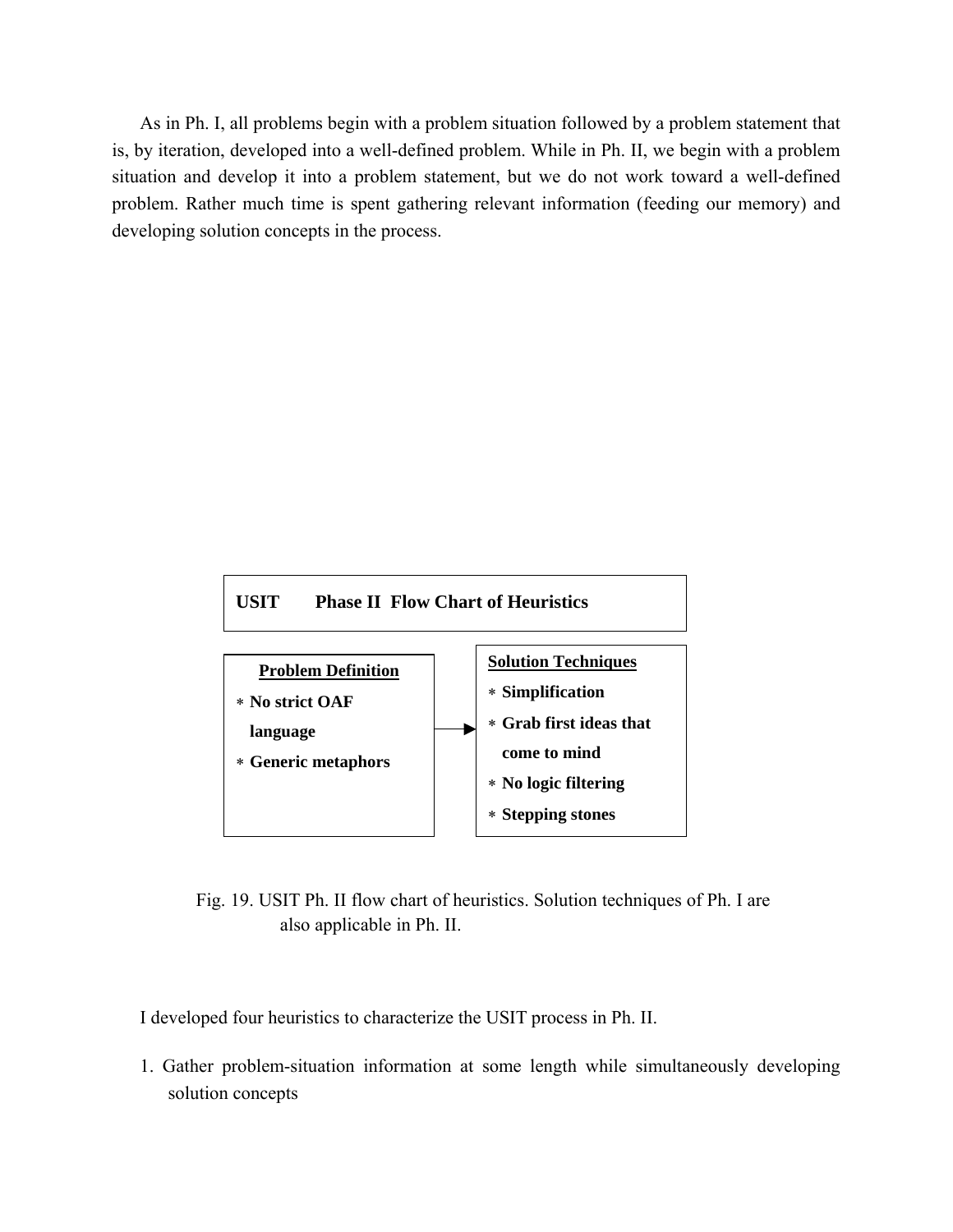As in Ph. I, all problems begin with a problem situation followed by a problem statement that is, by iteration, developed into a well-defined problem. While in Ph. II, we begin with a problem situation and develop it into a problem statement, but we do not work toward a well-defined problem. Rather much time is spent gathering relevant information (feeding our memory) and developing solution concepts in the process.

**USIT Phase II Flow Chart of Heuristics**

| **Problem Definition** | → | **Solution Techniques** |
|---|---|---|
| * **No strict OAF language** | | * **Simplification** |
| * **Generic metaphors** | | * **Grab first ideas that come to mind** |
| | | * **No logic filtering** |
| | | * **Stepping stones** |

Fig. 19. USIT Ph. II flow chart of heuristics. Solution techniques of Ph. I are also applicable in Ph. II.

I developed four heuristics to characterize the USIT process in Ph. II.

1. Gather problem-situation information at some length while simultaneously developing solution concepts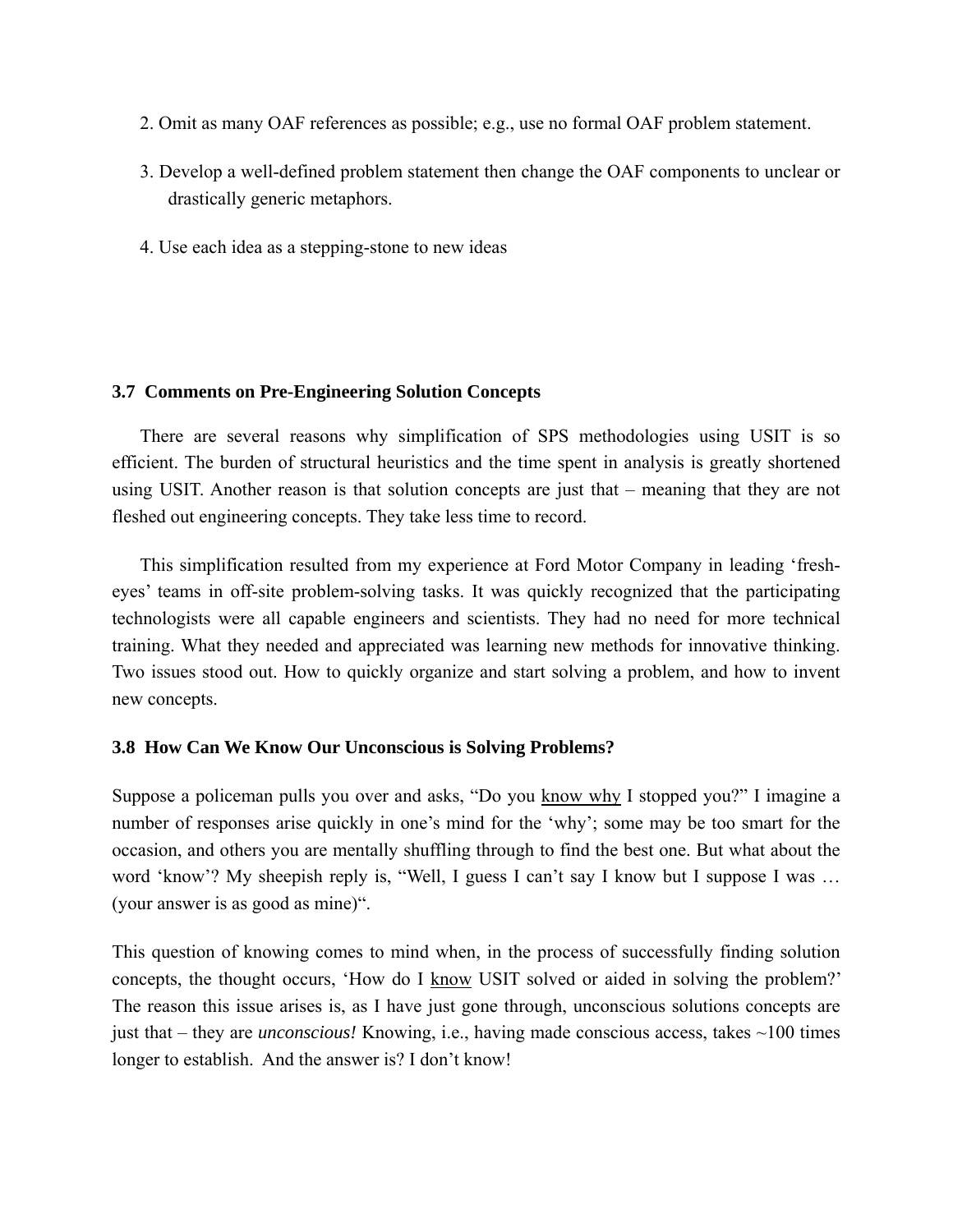2. Omit as many OAF references as possible; e.g., use no formal OAF problem statement.

3. Develop a well-defined problem statement then change the OAF components to unclear or drastically generic metaphors.

4. Use each idea as a stepping-stone to new ideas

### 3.7 Comments on Pre-Engineering Solution Concepts

There are several reasons why simplification of SPS methodologies using USIT is so efficient. The burden of structural heuristics and the time spent in analysis is greatly shortened using USIT. Another reason is that solution concepts are just that – meaning that they are not fleshed out engineering concepts. They take less time to record.

This simplification resulted from my experience at Ford Motor Company in leading 'fresh-eyes' teams in off-site problem-solving tasks. It was quickly recognized that the participating technologists were all capable engineers and scientists. They had no need for more technical training. What they needed and appreciated was learning new methods for innovative thinking. Two issues stood out. How to quickly organize and start solving a problem, and how to invent new concepts.

### 3.8 How Can We Know Our Unconscious is Solving Problems?

Suppose a policeman pulls you over and asks, "Do you <u>know why</u> I stopped you?" I imagine a number of responses arise quickly in one's mind for the 'why'; some may be too smart for the occasion, and others you are mentally shuffling through to find the best one. But what about the word 'know'? My sheepish reply is, "Well, I guess I can't say I know but I suppose I was … (your answer is as good as mine)".

This question of knowing comes to mind when, in the process of successfully finding solution concepts, the thought occurs, 'How do I <u>know</u> USIT solved or aided in solving the problem?' The reason this issue arises is, as I have just gone through, unconscious solutions concepts are just that – they are *unconscious!* Knowing, i.e., having made conscious access, takes ~100 times longer to establish. And the answer is? I don't know!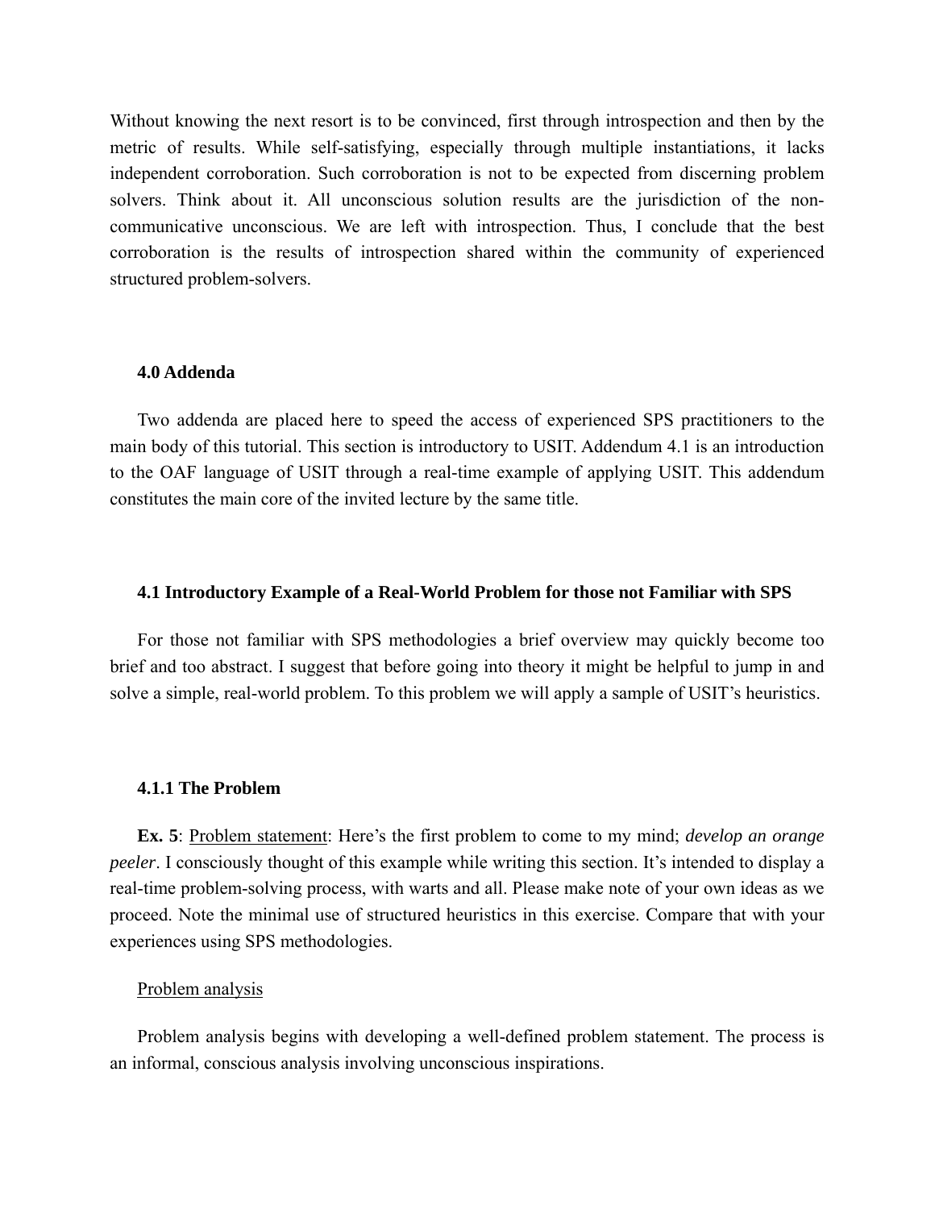Without knowing the next resort is to be convinced, first through introspection and then by the metric of results. While self-satisfying, especially through multiple instantiations, it lacks independent corroboration. Such corroboration is not to be expected from discerning problem solvers. Think about it. All unconscious solution results are the jurisdiction of the non-communicative unconscious. We are left with introspection. Thus, I conclude that the best corroboration is the results of introspection shared within the community of experienced structured problem-solvers.

### 4.0 Addenda

Two addenda are placed here to speed the access of experienced SPS practitioners to the main body of this tutorial. This section is introductory to USIT. Addendum 4.1 is an introduction to the OAF language of USIT through a real-time example of applying USIT. This addendum constitutes the main core of the invited lecture by the same title.

### 4.1 Introductory Example of a Real-World Problem for those not Familiar with SPS

For those not familiar with SPS methodologies a brief overview may quickly become too brief and too abstract. I suggest that before going into theory it might be helpful to jump in and solve a simple, real-world problem. To this problem we will apply a sample of USIT's heuristics.

#### 4.1.1 The Problem

**Ex. 5**: Problem statement: Here's the first problem to come to my mind; *develop an orange peeler*. I consciously thought of this example while writing this section. It's intended to display a real-time problem-solving process, with warts and all. Please make note of your own ideas as we proceed. Note the minimal use of structured heuristics in this exercise. Compare that with your experiences using SPS methodologies.

Problem analysis

Problem analysis begins with developing a well-defined problem statement. The process is an informal, conscious analysis involving unconscious inspirations.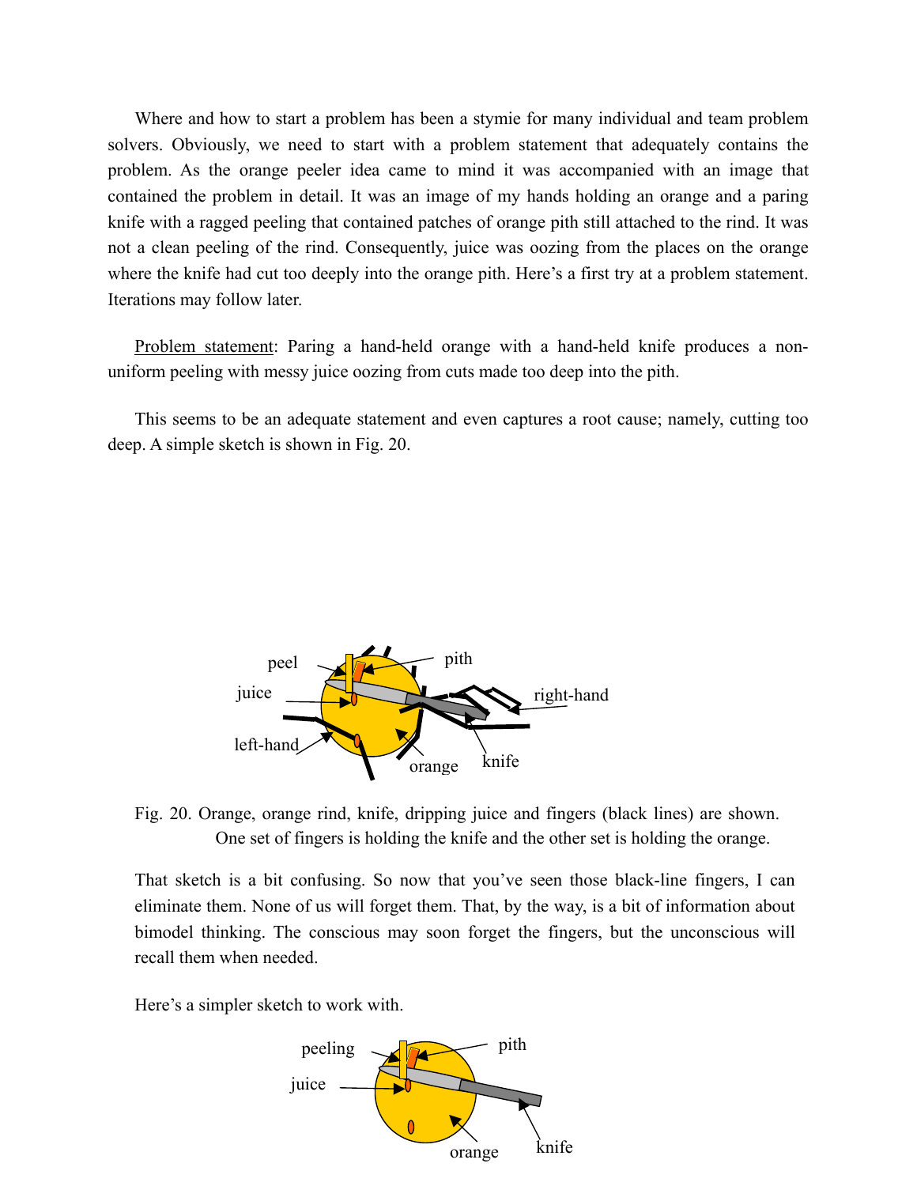Where and how to start a problem has been a stymie for many individual and team problem solvers. Obviously, we need to start with a problem statement that adequately contains the problem. As the orange peeler idea came to mind it was accompanied with an image that contained the problem in detail. It was an image of my hands holding an orange and a paring knife with a ragged peeling that contained patches of orange pith still attached to the rind. It was not a clean peeling of the rind. Consequently, juice was oozing from the places on the orange where the knife had cut too deeply into the orange pith. Here's a first try at a problem statement. Iterations may follow later.

Problem statement: Paring a hand-held orange with a hand-held knife produces a non-uniform peeling with messy juice oozing from cuts made too deep into the pith.

This seems to be an adequate statement and even captures a root cause; namely, cutting too deep. A simple sketch is shown in Fig. 20.

Fig. 20. Orange, orange rind, knife, dripping juice and fingers (black lines) are shown. One set of fingers is holding the knife and the other set is holding the orange.

That sketch is a bit confusing. So now that you've seen those black-line fingers, I can eliminate them. None of us will forget them. That, by the way, is a bit of information about bimodel thinking. The conscious may soon forget the fingers, but the unconscious will recall them when needed.

Here's a simpler sketch to work with.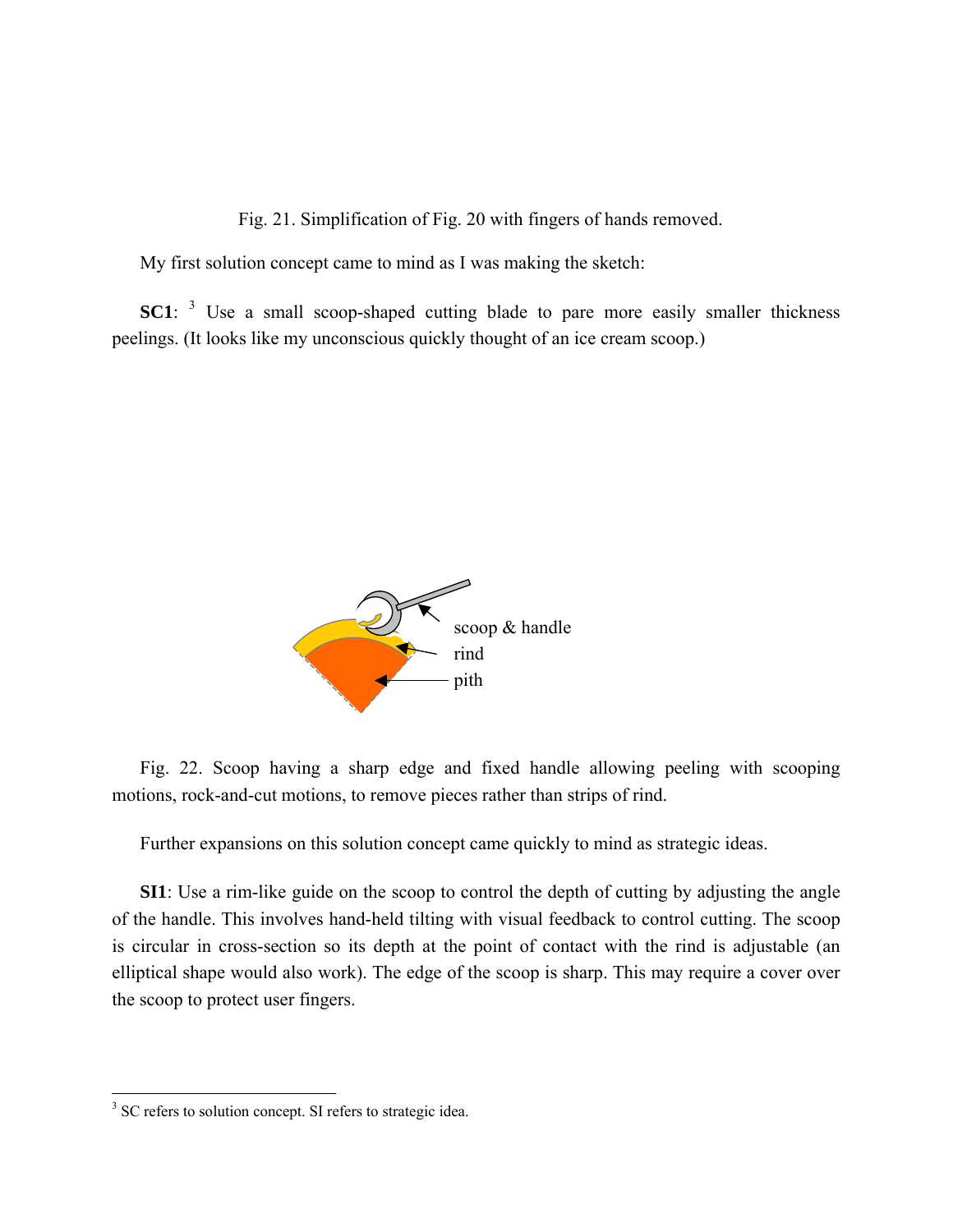Fig. 21. Simplification of Fig. 20 with fingers of hands removed.

My first solution concept came to mind as I was making the sketch:

**SC1**: [3] Use a small scoop-shaped cutting blade to pare more easily smaller thickness peelings. (It looks like my unconscious quickly thought of an ice cream scoop.)

Fig. 22. Scoop having a sharp edge and fixed handle allowing peeling with scooping motions, rock-and-cut motions, to remove pieces rather than strips of rind.

Further expansions on this solution concept came quickly to mind as strategic ideas.

**SI1**: Use a rim-like guide on the scoop to control the depth of cutting by adjusting the angle of the handle. This involves hand-held tilting with visual feedback to control cutting. The scoop is circular in cross-section so its depth at the point of contact with the rind is adjustable (an elliptical shape would also work). The edge of the scoop is sharp. This may require a cover over the scoop to protect user fingers.

[3] SC refers to solution concept. SI refers to strategic idea.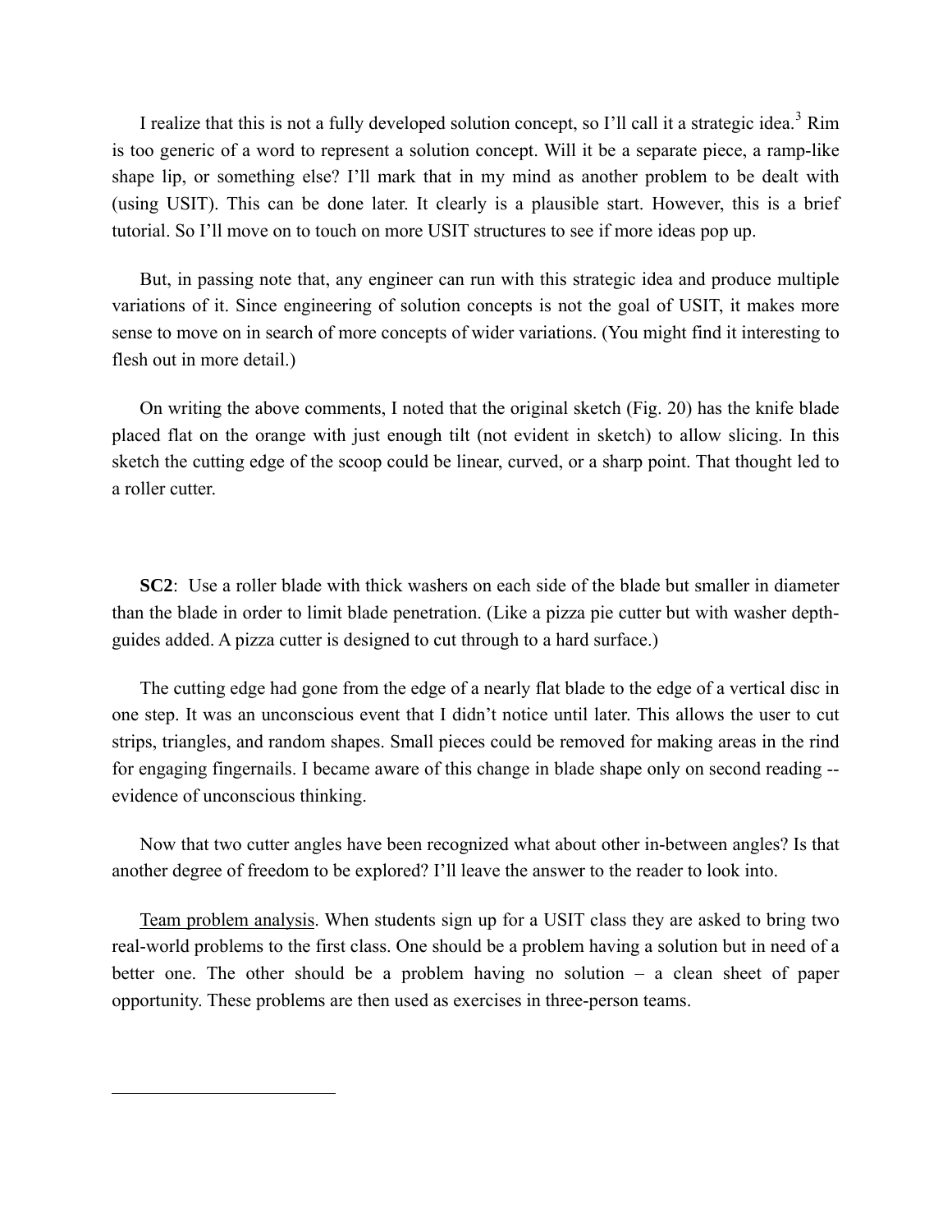I realize that this is not a fully developed solution concept, so I'll call it a strategic idea.[3] Rim is too generic of a word to represent a solution concept. Will it be a separate piece, a ramp-like shape lip, or something else? I'll mark that in my mind as another problem to be dealt with (using USIT). This can be done later. It clearly is a plausible start. However, this is a brief tutorial. So I'll move on to touch on more USIT structures to see if more ideas pop up.

But, in passing note that, any engineer can run with this strategic idea and produce multiple variations of it. Since engineering of solution concepts is not the goal of USIT, it makes more sense to move on in search of more concepts of wider variations. (You might find it interesting to flesh out in more detail.)

On writing the above comments, I noted that the original sketch (Fig. 20) has the knife blade placed flat on the orange with just enough tilt (not evident in sketch) to allow slicing. In this sketch the cutting edge of the scoop could be linear, curved, or a sharp point. That thought led to a roller cutter.

**SC2**: Use a roller blade with thick washers on each side of the blade but smaller in diameter than the blade in order to limit blade penetration. (Like a pizza pie cutter but with washer depth-guides added. A pizza cutter is designed to cut through to a hard surface.)

The cutting edge had gone from the edge of a nearly flat blade to the edge of a vertical disc in one step. It was an unconscious event that I didn't notice until later. This allows the user to cut strips, triangles, and random shapes. Small pieces could be removed for making areas in the rind for engaging fingernails. I became aware of this change in blade shape only on second reading -- evidence of unconscious thinking.

Now that two cutter angles have been recognized what about other in-between angles? Is that another degree of freedom to be explored? I'll leave the answer to the reader to look into.

<u>Team problem analysis</u>. When students sign up for a USIT class they are asked to bring two real-world problems to the first class. One should be a problem having a solution but in need of a better one. The other should be a problem having no solution – a clean sheet of paper opportunity. These problems are then used as exercises in three-person teams.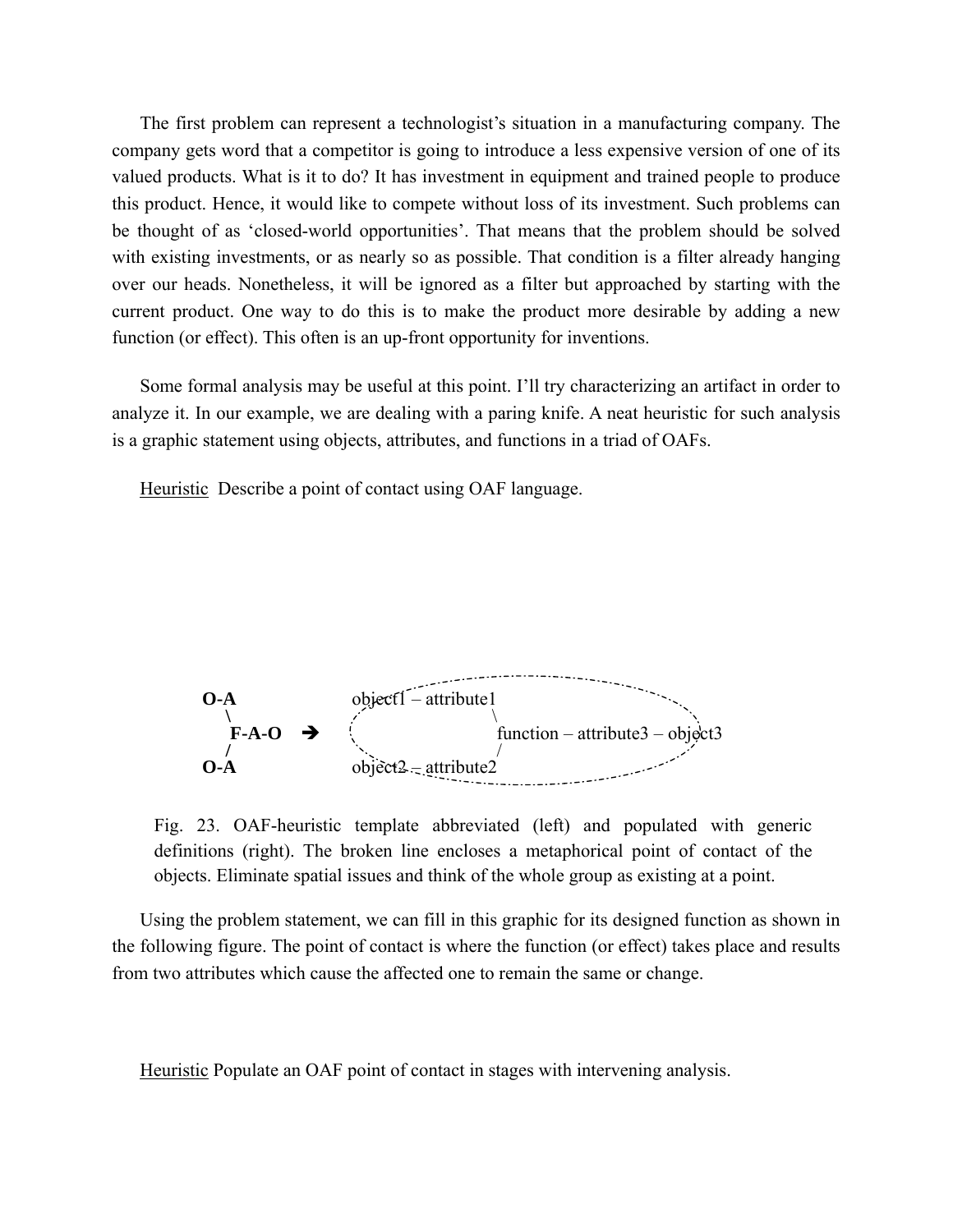The first problem can represent a technologist's situation in a manufacturing company. The company gets word that a competitor is going to introduce a less expensive version of one of its valued products. What is it to do? It has investment in equipment and trained people to produce this product. Hence, it would like to compete without loss of its investment. Such problems can be thought of as 'closed-world opportunities'. That means that the problem should be solved with existing investments, or as nearly so as possible. That condition is a filter already hanging over our heads. Nonetheless, it will be ignored as a filter but approached by starting with the current product. One way to do this is to make the product more desirable by adding a new function (or effect). This often is an up-front opportunity for inventions.

Some formal analysis may be useful at this point. I'll try characterizing an artifact in order to analyze it. In our example, we are dealing with a paring knife. A neat heuristic for such analysis is a graphic statement using objects, attributes, and functions in a triad of OAFs.

Heuristic Describe a point of contact using OAF language.

```
O-A                    object1 – attribute1
  \                                \
   F-A-O  →                         function – attribute3 – object3
  /                                /
O-A                    object2 – attribute2
```

Fig. 23. OAF-heuristic template abbreviated (left) and populated with generic definitions (right). The broken line encloses a metaphorical point of contact of the objects. Eliminate spatial issues and think of the whole group as existing at a point.

Using the problem statement, we can fill in this graphic for its designed function as shown in the following figure. The point of contact is where the function (or effect) takes place and results from two attributes which cause the affected one to remain the same or change.

Heuristic Populate an OAF point of contact in stages with intervening analysis.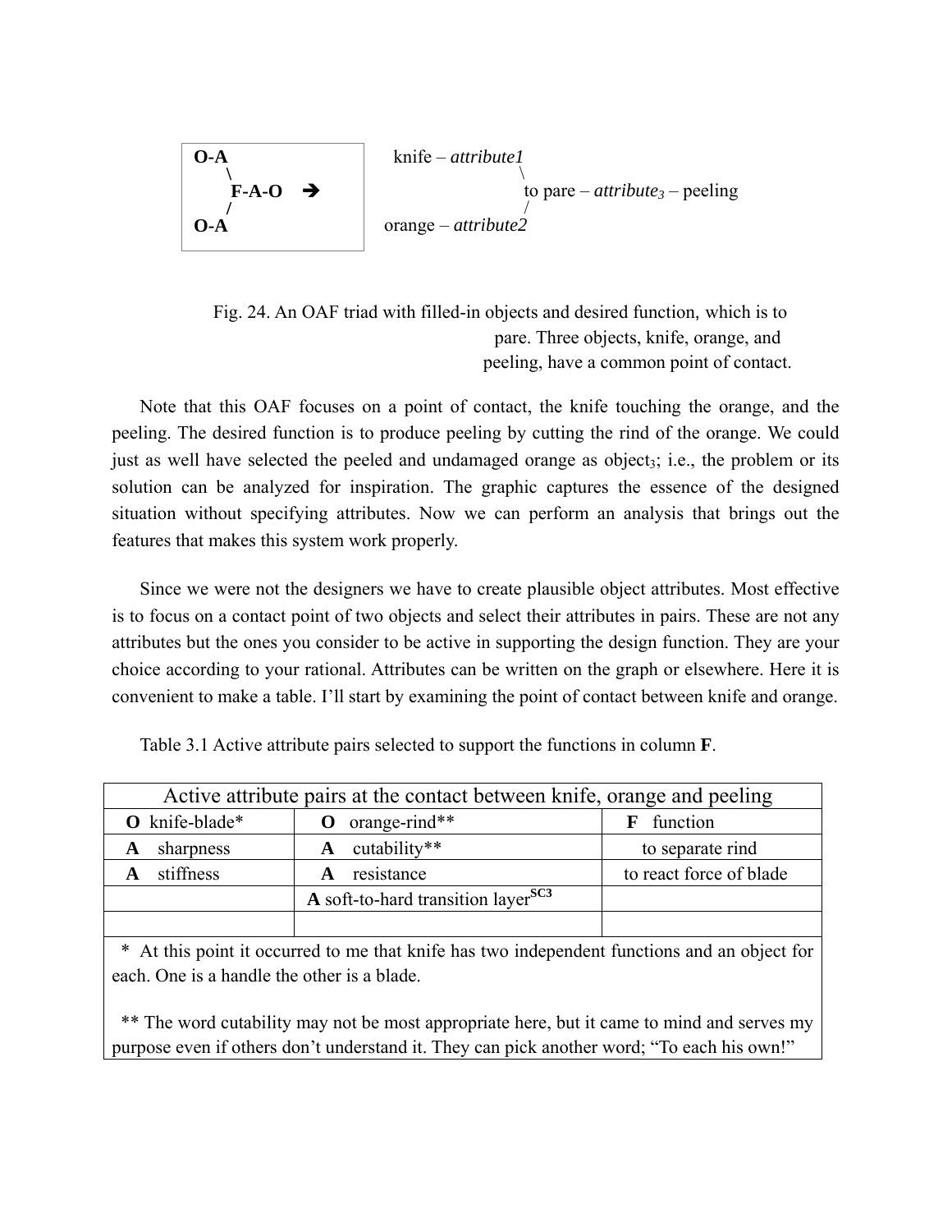```
O-A                    knife – attribute1
   \                                    \
    F-A-O   →                            to pare – attribute3 – peeling
   /                                    /
O-A                   orange – attribute2
```

Fig. 24. An OAF triad with filled-in objects and desired function, which is to pare. Three objects, knife, orange, and peeling, have a common point of contact.

Note that this OAF focuses on a point of contact, the knife touching the orange, and the peeling. The desired function is to produce peeling by cutting the rind of the orange. We could just as well have selected the peeled and undamaged orange as object$_3$; i.e., the problem or its solution can be analyzed for inspiration. The graphic captures the essence of the designed situation without specifying attributes. Now we can perform an analysis that brings out the features that makes this system work properly.

Since we were not the designers we have to create plausible object attributes. Most effective is to focus on a contact point of two objects and select their attributes in pairs. These are not any attributes but the ones you consider to be active in supporting the design function. They are your choice according to your rational. Attributes can be written on the graph or elsewhere. Here it is convenient to make a table. I'll start by examining the point of contact between knife and orange.

Table 3.1 Active attribute pairs selected to support the functions in column **F**.

| Active attribute pairs at the contact between knife, orange and peeling | | |
|---|---|---|
| **O** knife-blade* | **O** orange-rind** | **F** function |
| **A** sharpness | **A** cutability** | to separate rind |
| **A** stiffness | **A** resistance | to react force of blade |
| | **A** soft-to-hard transition layer[SC3] | |
| | | |

\* At this point it occurred to me that knife has two independent functions and an object for each. One is a handle the other is a blade.

\** The word cutability may not be most appropriate here, but it came to mind and serves my purpose even if others don't understand it. They can pick another word; "To each his own!"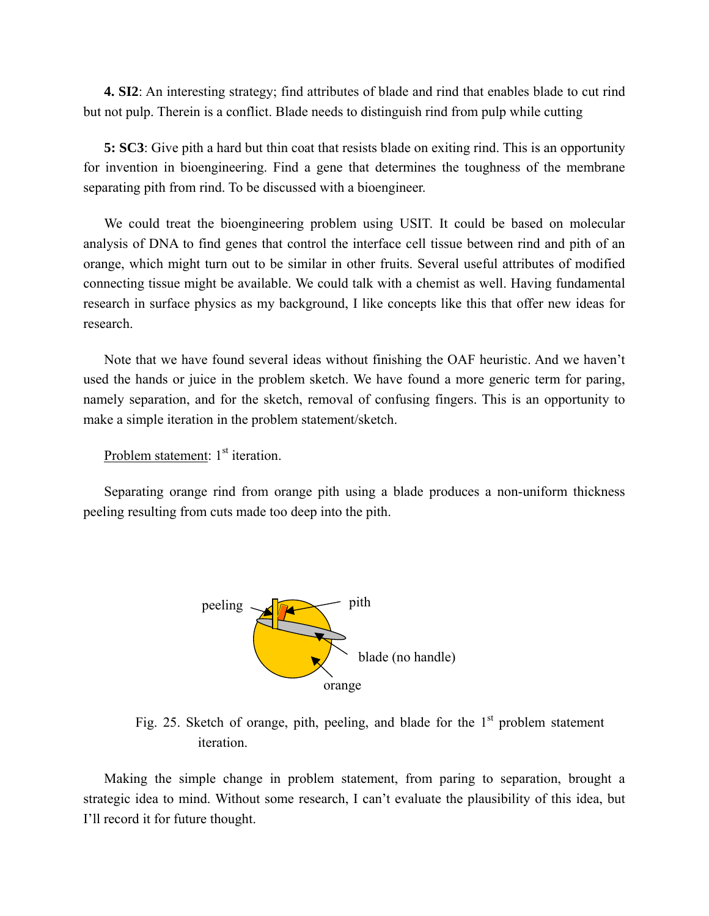**4. SI2**: An interesting strategy; find attributes of blade and rind that enables blade to cut rind but not pulp. Therein is a conflict. Blade needs to distinguish rind from pulp while cutting

**5: SC3**: Give pith a hard but thin coat that resists blade on exiting rind. This is an opportunity for invention in bioengineering. Find a gene that determines the toughness of the membrane separating pith from rind. To be discussed with a bioengineer.

We could treat the bioengineering problem using USIT. It could be based on molecular analysis of DNA to find genes that control the interface cell tissue between rind and pith of an orange, which might turn out to be similar in other fruits. Several useful attributes of modified connecting tissue might be available. We could talk with a chemist as well. Having fundamental research in surface physics as my background, I like concepts like this that offer new ideas for research.

Note that we have found several ideas without finishing the OAF heuristic. And we haven't used the hands or juice in the problem sketch. We have found a more generic term for paring, namely separation, and for the sketch, removal of confusing fingers. This is an opportunity to make a simple iteration in the problem statement/sketch.

<u>Problem statement</u>: 1st iteration.

Separating orange rind from orange pith using a blade produces a non-uniform thickness peeling resulting from cuts made too deep into the pith.

Fig. 25. Sketch of orange, pith, peeling, and blade for the 1st problem statement iteration.

Making the simple change in problem statement, from paring to separation, brought a strategic idea to mind. Without some research, I can't evaluate the plausibility of this idea, but I'll record it for future thought.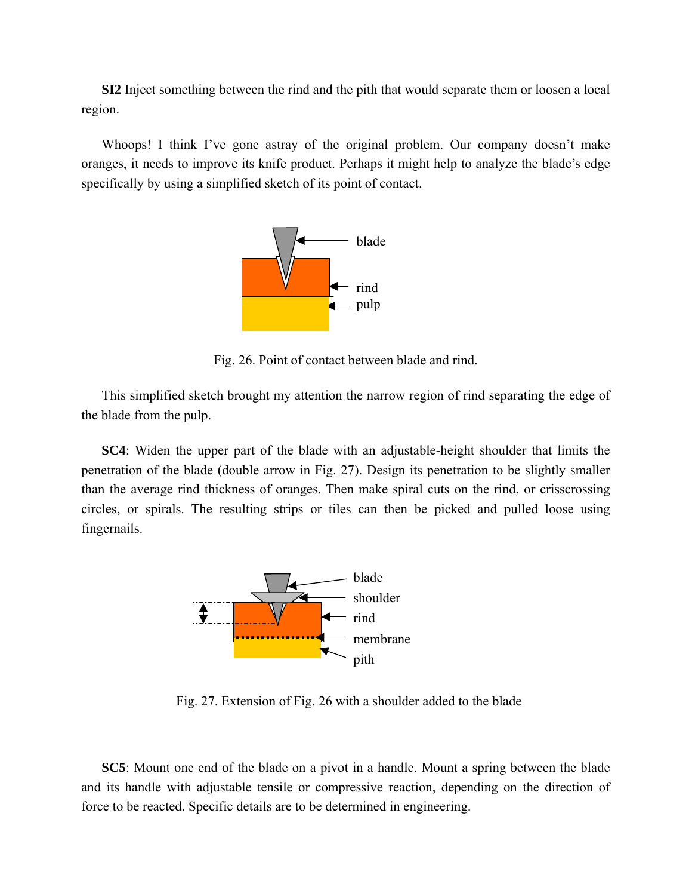**SI2** Inject something between the rind and the pith that would separate them or loosen a local region.

Whoops! I think I've gone astray of the original problem. Our company doesn't make oranges, it needs to improve its knife product. Perhaps it might help to analyze the blade's edge specifically by using a simplified sketch of its point of contact.

Fig. 26. Point of contact between blade and rind.

This simplified sketch brought my attention the narrow region of rind separating the edge of the blade from the pulp.

**SC4**: Widen the upper part of the blade with an adjustable-height shoulder that limits the penetration of the blade (double arrow in Fig. 27). Design its penetration to be slightly smaller than the average rind thickness of oranges. Then make spiral cuts on the rind, or crisscrossing circles, or spirals. The resulting strips or tiles can then be picked and pulled loose using fingernails.

Fig. 27. Extension of Fig. 26 with a shoulder added to the blade

**SC5**: Mount one end of the blade on a pivot in a handle. Mount a spring between the blade and its handle with adjustable tensile or compressive reaction, depending on the direction of force to be reacted. Specific details are to be determined in engineering.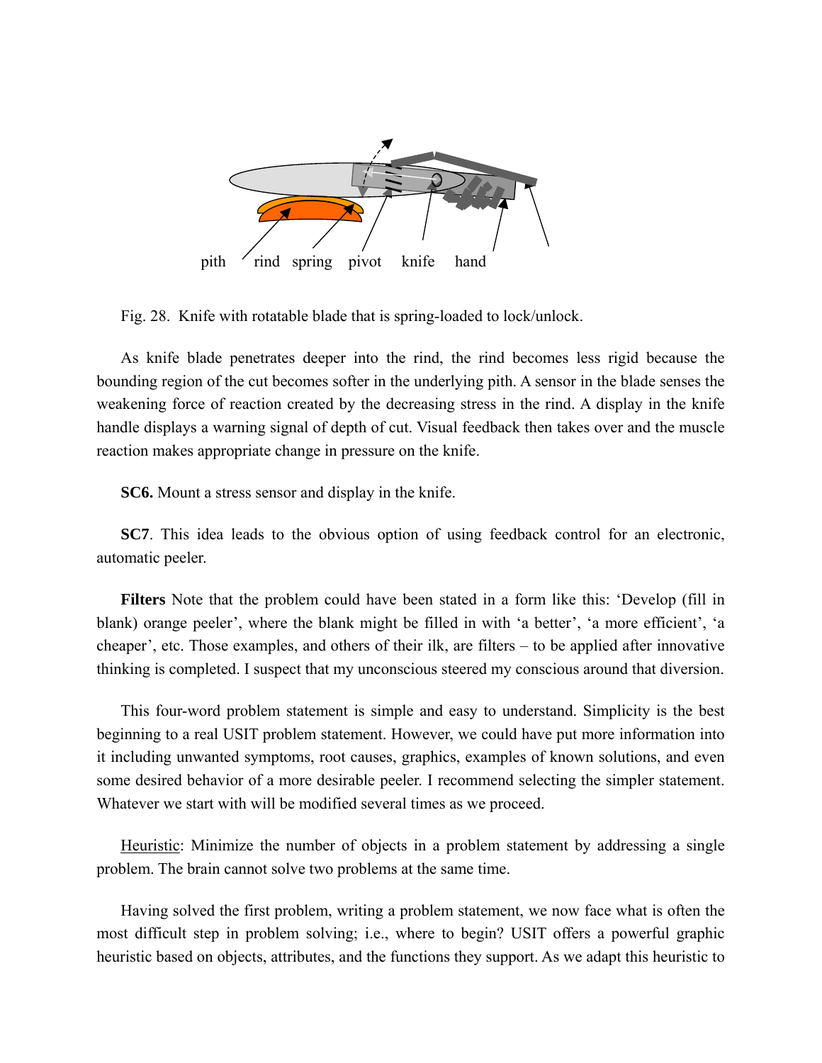pith rind spring pivot knife hand

Fig. 28. Knife with rotatable blade that is spring-loaded to lock/unlock.

As knife blade penetrates deeper into the rind, the rind becomes less rigid because the bounding region of the cut becomes softer in the underlying pith. A sensor in the blade senses the weakening force of reaction created by the decreasing stress in the rind. A display in the knife handle displays a warning signal of depth of cut. Visual feedback then takes over and the muscle reaction makes appropriate change in pressure on the knife.

**SC6.** Mount a stress sensor and display in the knife.

**SC7**. This idea leads to the obvious option of using feedback control for an electronic, automatic peeler.

**Filters** Note that the problem could have been stated in a form like this: 'Develop (fill in blank) orange peeler', where the blank might be filled in with 'a better', 'a more efficient', 'a cheaper', etc. Those examples, and others of their ilk, are filters – to be applied after innovative thinking is completed. I suspect that my unconscious steered my conscious around that diversion.

This four-word problem statement is simple and easy to understand. Simplicity is the best beginning to a real USIT problem statement. However, we could have put more information into it including unwanted symptoms, root causes, graphics, examples of known solutions, and even some desired behavior of a more desirable peeler. I recommend selecting the simpler statement. Whatever we start with will be modified several times as we proceed.

Heuristic: Minimize the number of objects in a problem statement by addressing a single problem. The brain cannot solve two problems at the same time.

Having solved the first problem, writing a problem statement, we now face what is often the most difficult step in problem solving; i.e., where to begin? USIT offers a powerful graphic heuristic based on objects, attributes, and the functions they support. As we adapt this heuristic to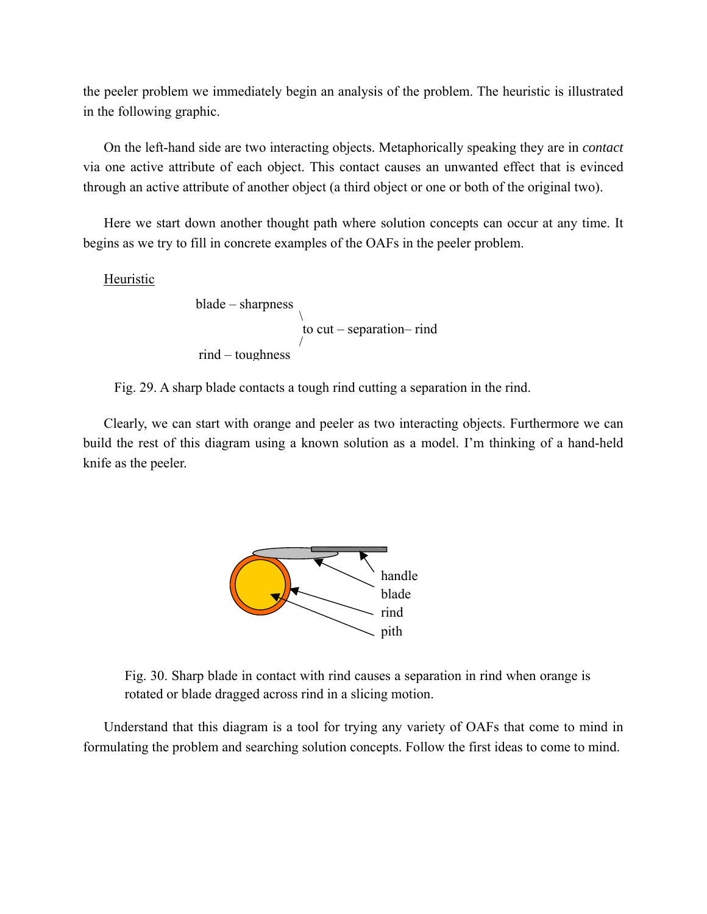the peeler problem we immediately begin an analysis of the problem. The heuristic is illustrated in the following graphic.

On the left-hand side are two interacting objects. Metaphorically speaking they are in *contact* via one active attribute of each object. This contact causes an unwanted effect that is evinced through an active attribute of another object (a third object or one or both of the original two).

Here we start down another thought path where solution concepts can occur at any time. It begins as we try to fill in concrete examples of the OAFs in the peeler problem.

<u>Heuristic</u>

```
blade – sharpness
                  \
                   to cut – separation– rind
                  /
rind – toughness
```

Fig. 29. A sharp blade contacts a tough rind cutting a separation in the rind.

Clearly, we can start with orange and peeler as two interacting objects. Furthermore we can build the rest of this diagram using a known solution as a model. I'm thinking of a hand-held knife as the peeler.

Fig. 30. Sharp blade in contact with rind causes a separation in rind when orange is rotated or blade dragged across rind in a slicing motion.

Understand that this diagram is a tool for trying any variety of OAFs that come to mind in formulating the problem and searching solution concepts. Follow the first ideas to come to mind.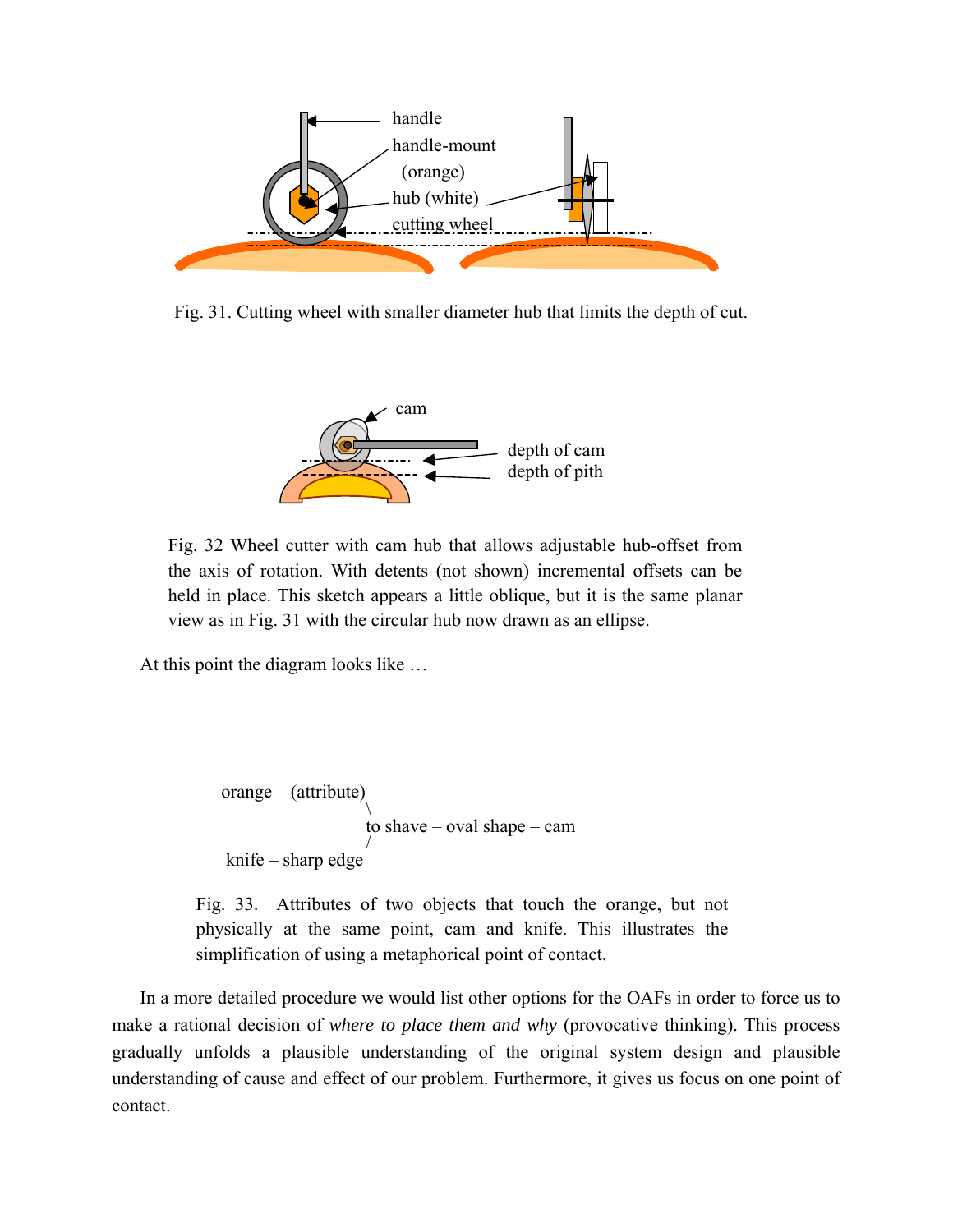Fig. 31. Cutting wheel with smaller diameter hub that limits the depth of cut.

Fig. 32 Wheel cutter with cam hub that allows adjustable hub-offset from the axis of rotation. With detents (not shown) incremental offsets can be held in place. This sketch appears a little oblique, but it is the same planar view as in Fig. 31 with the circular hub now drawn as an ellipse.

At this point the diagram looks like …

```
orange – (attribute)
                    \
                     to shave – oval shape – cam
                    /
 knife – sharp edge
```

Fig. 33. Attributes of two objects that touch the orange, but not physically at the same point, cam and knife. This illustrates the simplification of using a metaphorical point of contact.

In a more detailed procedure we would list other options for the OAFs in order to force us to make a rational decision of *where to place them and why* (provocative thinking). This process gradually unfolds a plausible understanding of the original system design and plausible understanding of cause and effect of our problem. Furthermore, it gives us focus on one point of contact.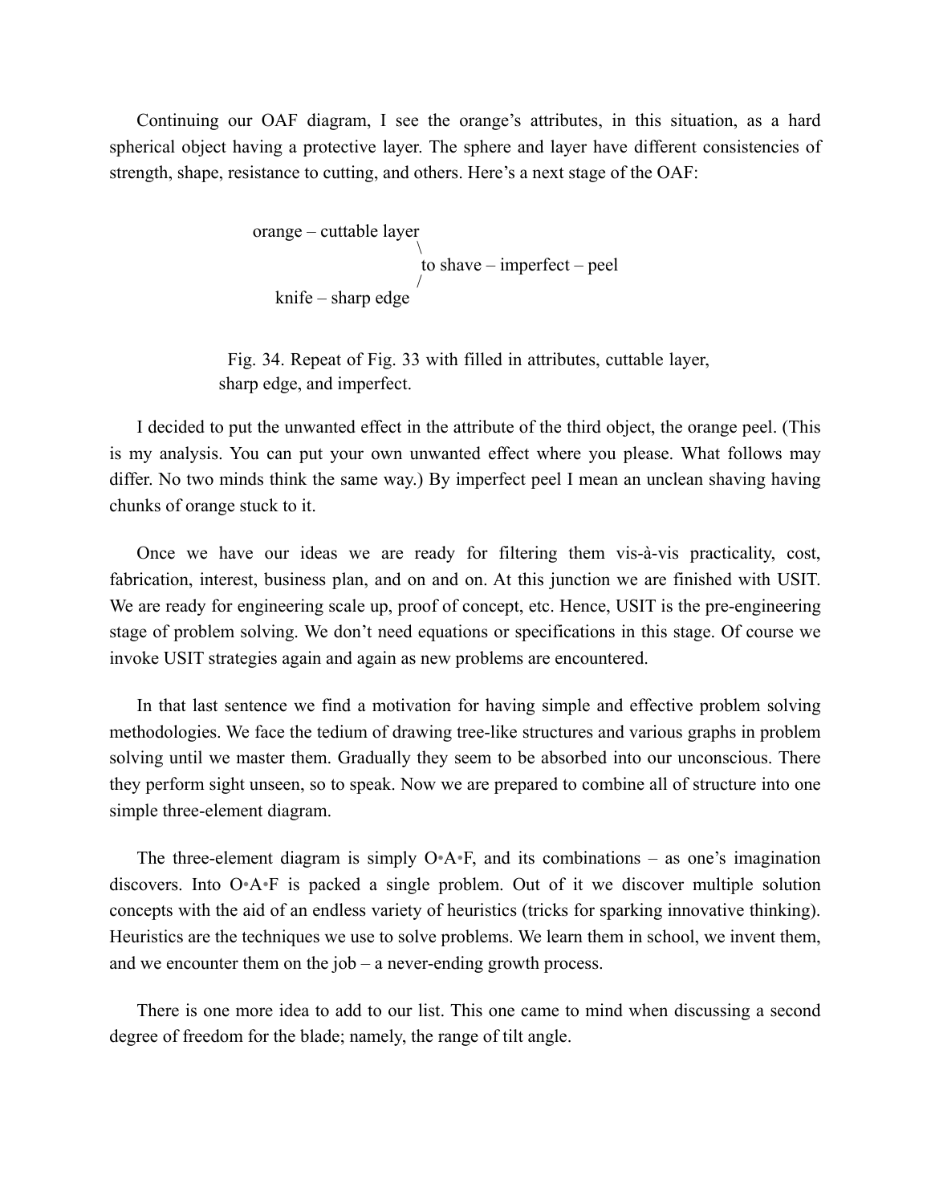Continuing our OAF diagram, I see the orange's attributes, in this situation, as a hard spherical object having a protective layer. The sphere and layer have different consistencies of strength, shape, resistance to cutting, and others. Here's a next stage of the OAF:

```
orange – cuttable layer
                       \
                        to shave – imperfect – peel
                       /
   knife – sharp edge
```

Fig. 34. Repeat of Fig. 33 with filled in attributes, cuttable layer, sharp edge, and imperfect.

I decided to put the unwanted effect in the attribute of the third object, the orange peel. (This is my analysis. You can put your own unwanted effect where you please. What follows may differ. No two minds think the same way.) By imperfect peel I mean an unclean shaving having chunks of orange stuck to it.

Once we have our ideas we are ready for filtering them vis-à-vis practicality, cost, fabrication, interest, business plan, and on and on. At this junction we are finished with USIT. We are ready for engineering scale up, proof of concept, etc. Hence, USIT is the pre-engineering stage of problem solving. We don't need equations or specifications in this stage. Of course we invoke USIT strategies again and again as new problems are encountered.

In that last sentence we find a motivation for having simple and effective problem solving methodologies. We face the tedium of drawing tree-like structures and various graphs in problem solving until we master them. Gradually they seem to be absorbed into our unconscious. There they perform sight unseen, so to speak. Now we are prepared to combine all of structure into one simple three-element diagram.

The three-element diagram is simply O•A•F, and its combinations – as one's imagination discovers. Into O•A•F is packed a single problem. Out of it we discover multiple solution concepts with the aid of an endless variety of heuristics (tricks for sparking innovative thinking). Heuristics are the techniques we use to solve problems. We learn them in school, we invent them, and we encounter them on the job – a never-ending growth process.

There is one more idea to add to our list. This one came to mind when discussing a second degree of freedom for the blade; namely, the range of tilt angle.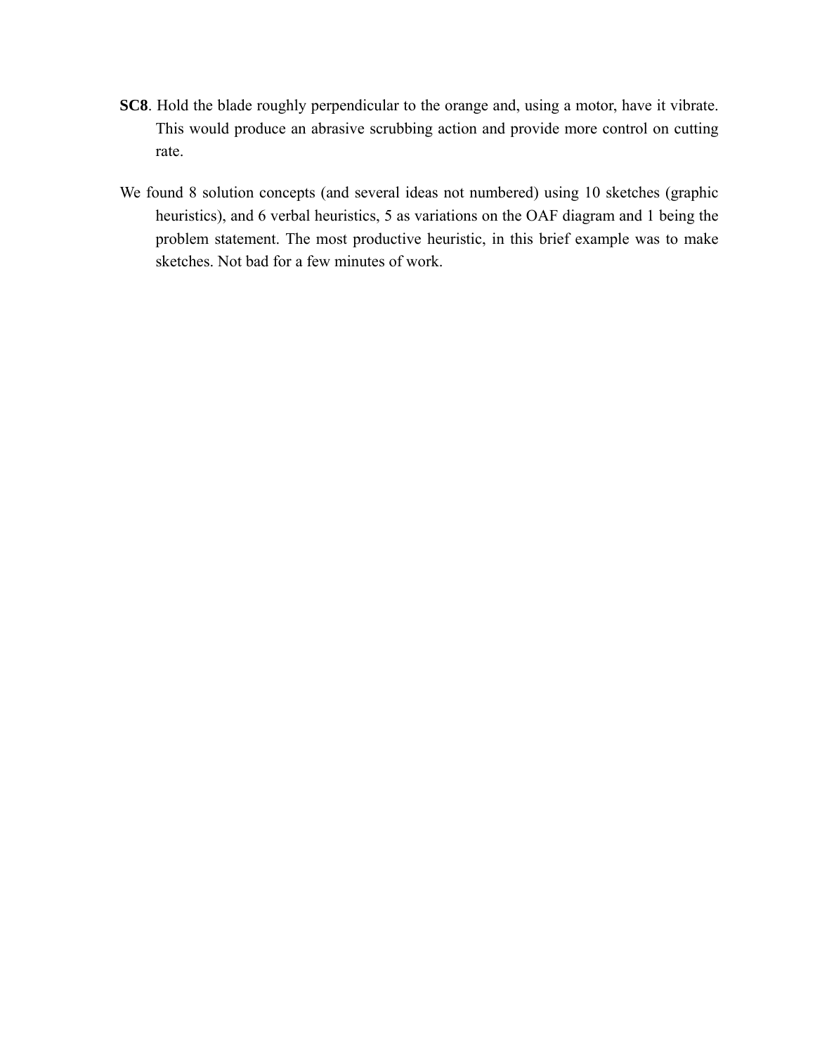**SC8**. Hold the blade roughly perpendicular to the orange and, using a motor, have it vibrate. This would produce an abrasive scrubbing action and provide more control on cutting rate.

We found 8 solution concepts (and several ideas not numbered) using 10 sketches (graphic heuristics), and 6 verbal heuristics, 5 as variations on the OAF diagram and 1 being the problem statement. The most productive heuristic, in this brief example was to make sketches. Not bad for a few minutes of work.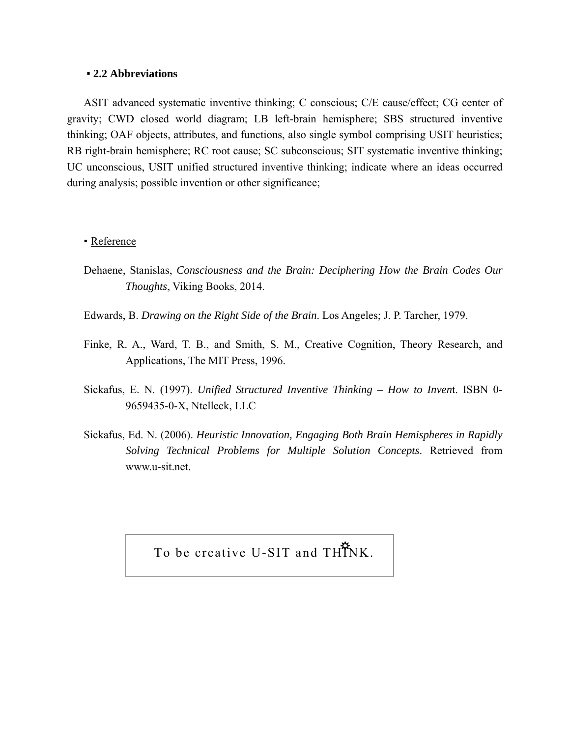▪ **2.2 Abbreviations**

ASIT advanced systematic inventive thinking; C conscious; C/E cause/effect; CG center of gravity; CWD closed world diagram; LB left-brain hemisphere; SBS structured inventive thinking; OAF objects, attributes, and functions, also single symbol comprising USIT heuristics; RB right-brain hemisphere; RC root cause; SC subconscious; SIT systematic inventive thinking; UC unconscious, USIT unified structured inventive thinking; indicate where an ideas occurred during analysis; possible invention or other significance;

▪ Reference

Dehaene, Stanislas, *Consciousness and the Brain: Deciphering How the Brain Codes Our Thoughts*, Viking Books, 2014.

Edwards, B. *Drawing on the Right Side of the Brain*. Los Angeles; J. P. Tarcher, 1979.

Finke, R. A., Ward, T. B., and Smith, S. M., Creative Cognition, Theory Research, and Applications, The MIT Press, 1996.

Sickafus, E. N. (1997). *Unified Structured Inventive Thinking – How to Inven*t. ISBN 0-9659435-0-X, Ntelleck, LLC

Sickafus, Ed. N. (2006). *Heuristic Innovation, Engaging Both Brain Hemispheres in Rapidly Solving Technical Problems for Multiple Solution Concepts*. Retrieved from www.u-sit.net.

To be creative U-SIT and THINK.